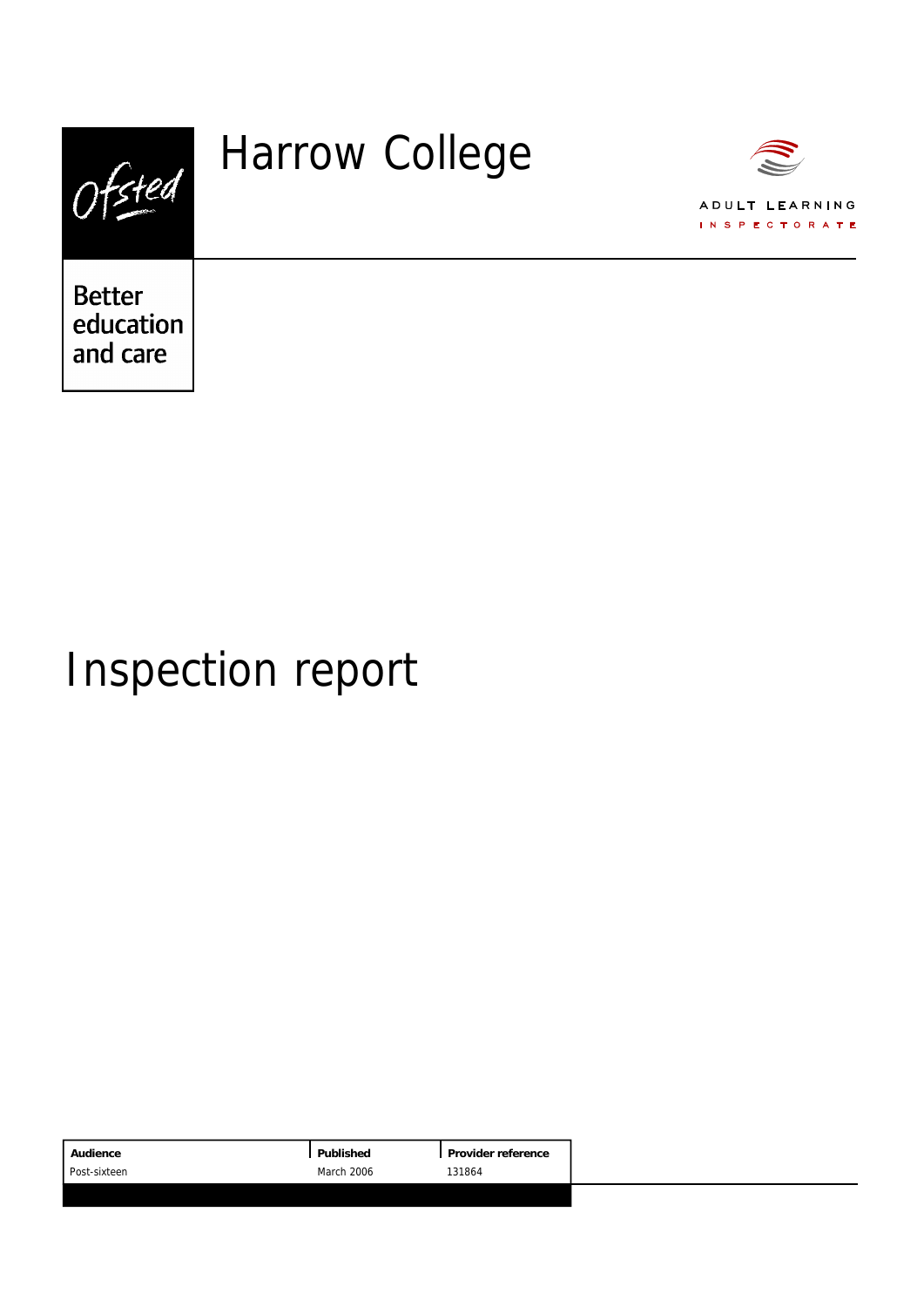Ofsted

Better education and care

# Harrow College

ADULT LEARNING INSPECTORATE

# Inspection report

| Audience | Published | Provider reference |
| --- | --- | --- |
| Post-sixteen | March 2006 | 131864 |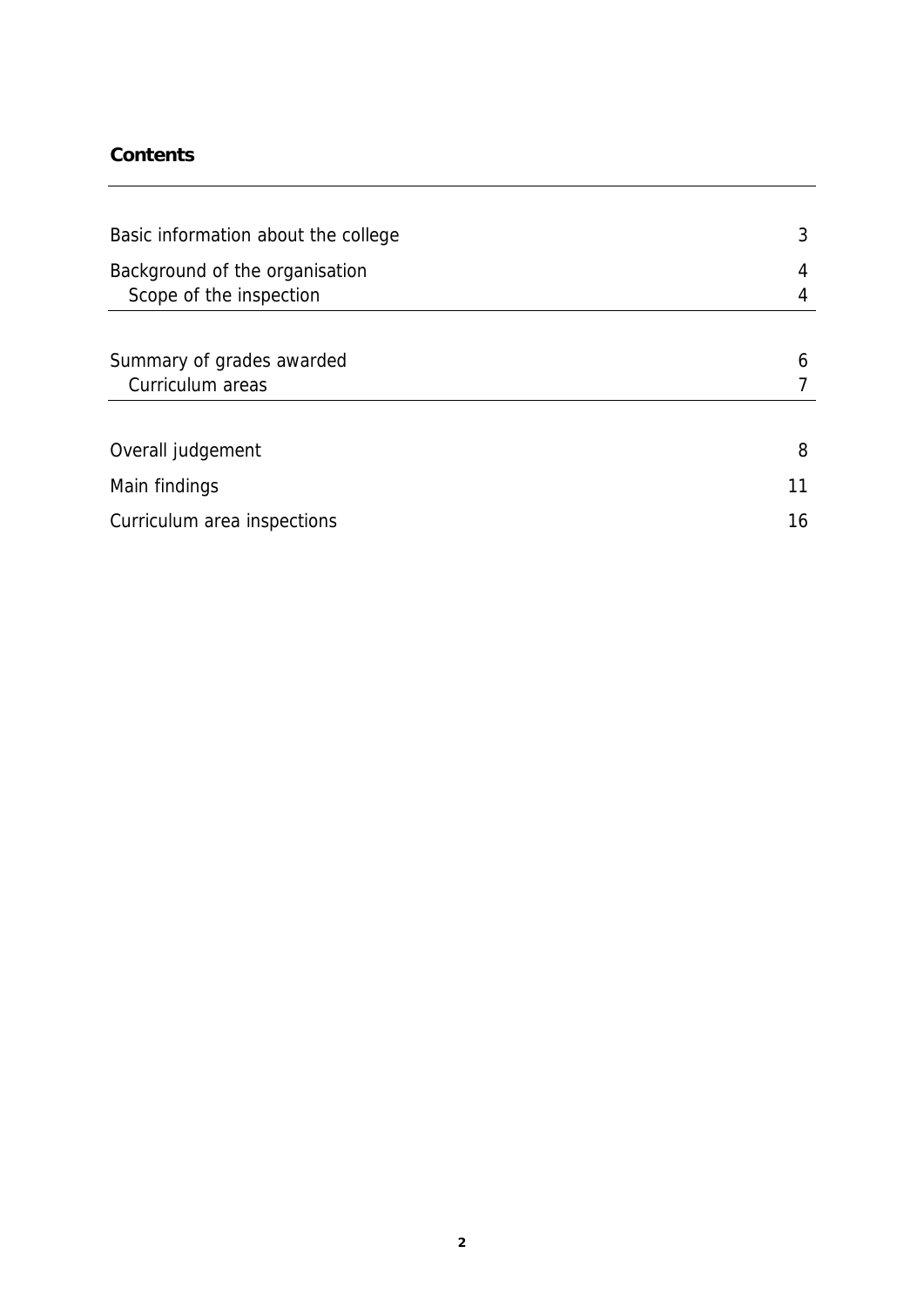## Contents

| | |
|---|---|
| Basic information about the college | 3 |
| Background of the organisation | 4 |
| Scope of the inspection | 4 |
| Summary of grades awarded | 6 |
| Curriculum areas | 7 |
| Overall judgement | 8 |
| Main findings | 11 |
| Curriculum area inspections | 16 |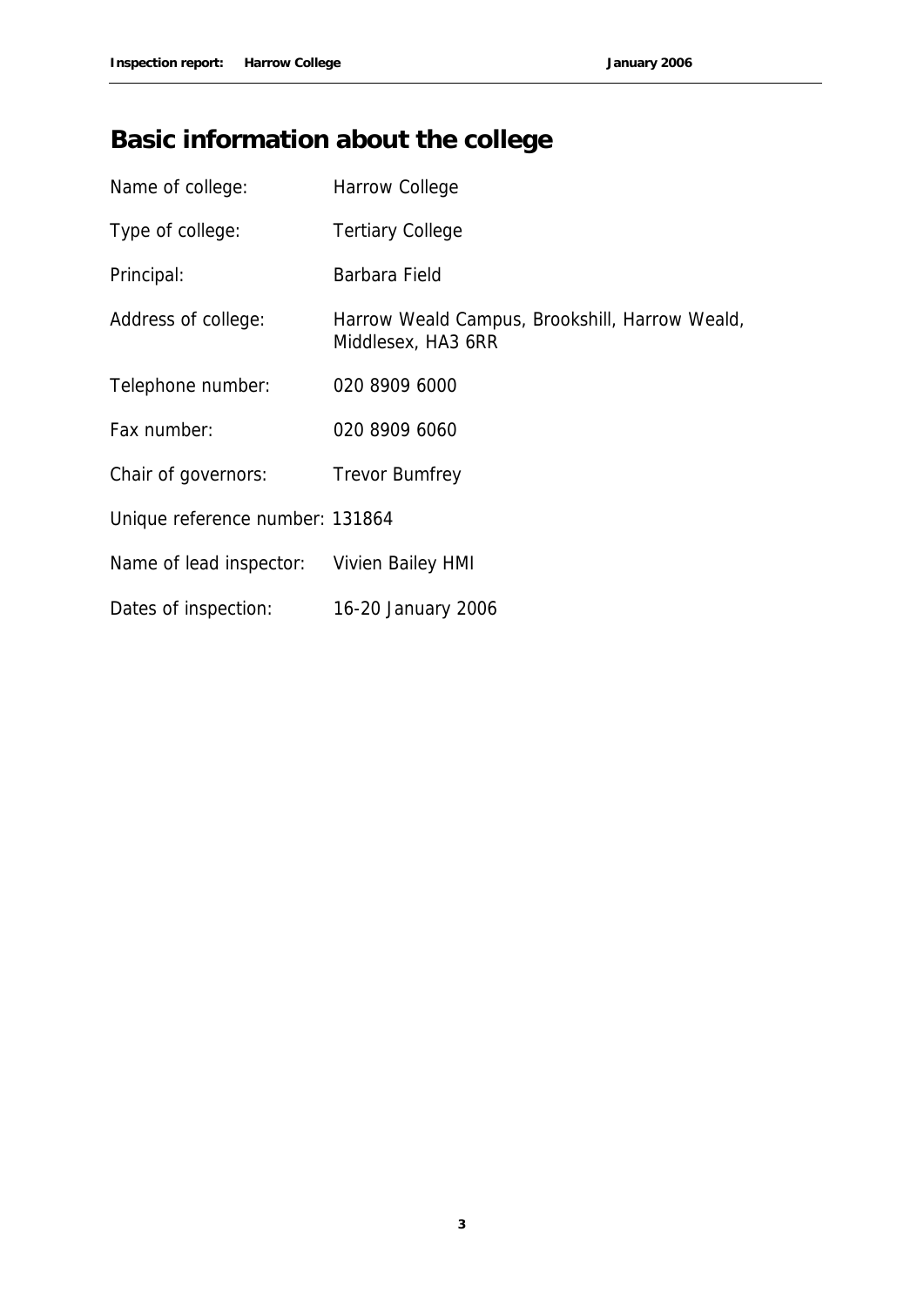# Basic information about the college

| | |
|---|---|
| Name of college: | Harrow College |
| Type of college: | Tertiary College |
| Principal: | Barbara Field |
| Address of college: | Harrow Weald Campus, Brookshill, Harrow Weald, Middlesex, HA3 6RR |
| Telephone number: | 020 8909 6000 |
| Fax number: | 020 8909 6060 |
| Chair of governors: | Trevor Bumfrey |
| Unique reference number: | 131864 |
| Name of lead inspector: | Vivien Bailey HMI |
| Dates of inspection: | 16-20 January 2006 |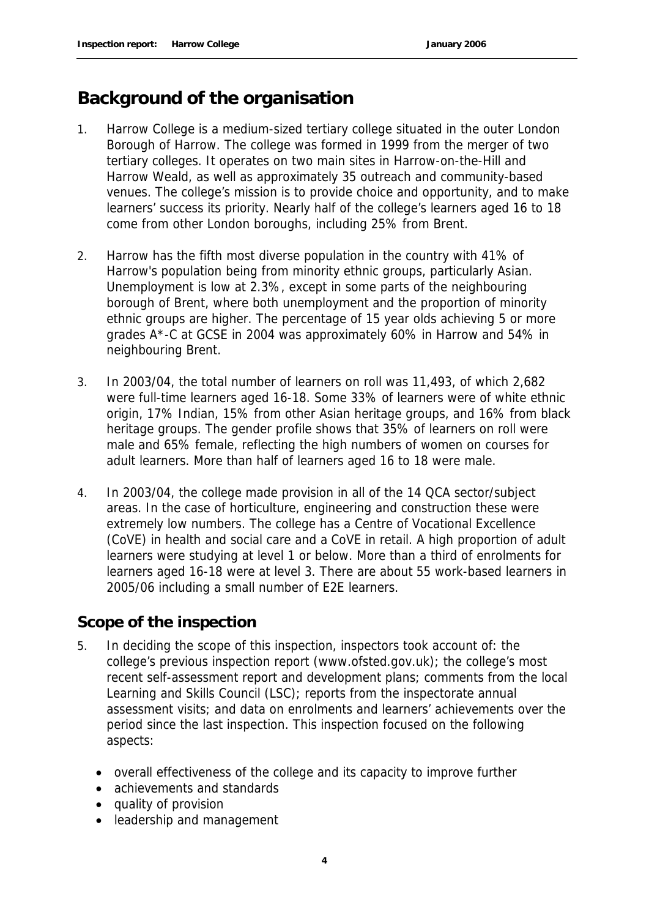## Background of the organisation

1. Harrow College is a medium-sized tertiary college situated in the outer London Borough of Harrow. The college was formed in 1999 from the merger of two tertiary colleges. It operates on two main sites in Harrow-on-the-Hill and Harrow Weald, as well as approximately 35 outreach and community-based venues. The college's mission is to provide choice and opportunity, and to make learners' success its priority. Nearly half of the college's learners aged 16 to 18 come from other London boroughs, including 25% from Brent.

2. Harrow has the fifth most diverse population in the country with 41% of Harrow's population being from minority ethnic groups, particularly Asian. Unemployment is low at 2.3%, except in some parts of the neighbouring borough of Brent, where both unemployment and the proportion of minority ethnic groups are higher. The percentage of 15 year olds achieving 5 or more grades A*-C at GCSE in 2004 was approximately 60% in Harrow and 54% in neighbouring Brent.

3. In 2003/04, the total number of learners on roll was 11,493, of which 2,682 were full-time learners aged 16-18. Some 33% of learners were of white ethnic origin, 17% Indian, 15% from other Asian heritage groups, and 16% from black heritage groups. The gender profile shows that 35% of learners on roll were male and 65% female, reflecting the high numbers of women on courses for adult learners. More than half of learners aged 16 to 18 were male.

4. In 2003/04, the college made provision in all of the 14 QCA sector/subject areas. In the case of horticulture, engineering and construction these were extremely low numbers. The college has a Centre of Vocational Excellence (CoVE) in health and social care and a CoVE in retail. A high proportion of adult learners were studying at level 1 or below. More than a third of enrolments for learners aged 16-18 were at level 3. There are about 55 work-based learners in 2005/06 including a small number of E2E learners.

### Scope of the inspection

5. In deciding the scope of this inspection, inspectors took account of: the college's previous inspection report (www.ofsted.gov.uk); the college's most recent self-assessment report and development plans; comments from the local Learning and Skills Council (LSC); reports from the inspectorate annual assessment visits; and data on enrolments and learners' achievements over the period since the last inspection. This inspection focused on the following aspects:

   - overall effectiveness of the college and its capacity to improve further
   - achievements and standards
   - quality of provision
   - leadership and management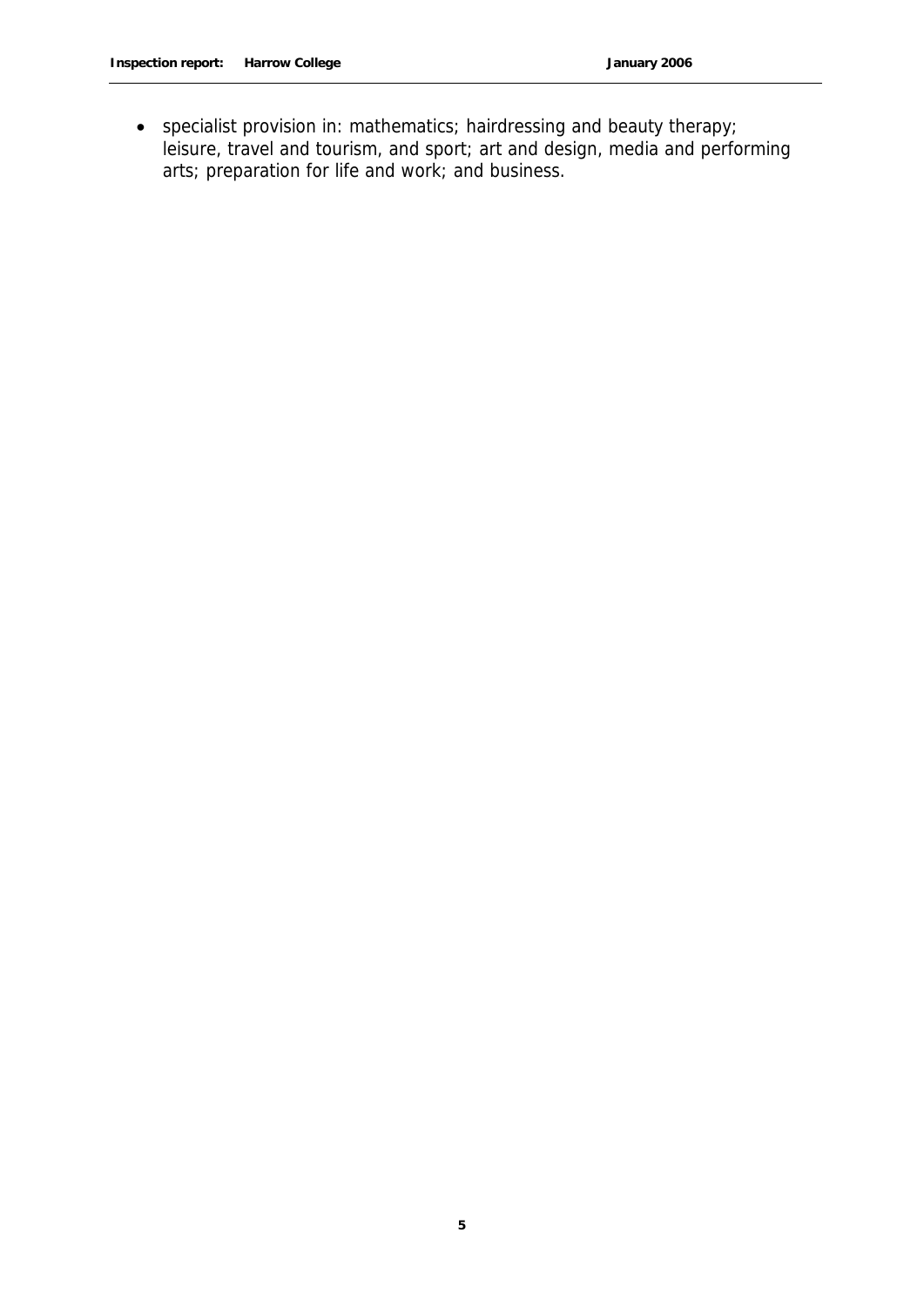- specialist provision in: mathematics; hairdressing and beauty therapy; leisure, travel and tourism, and sport; art and design, media and performing arts; preparation for life and work; and business.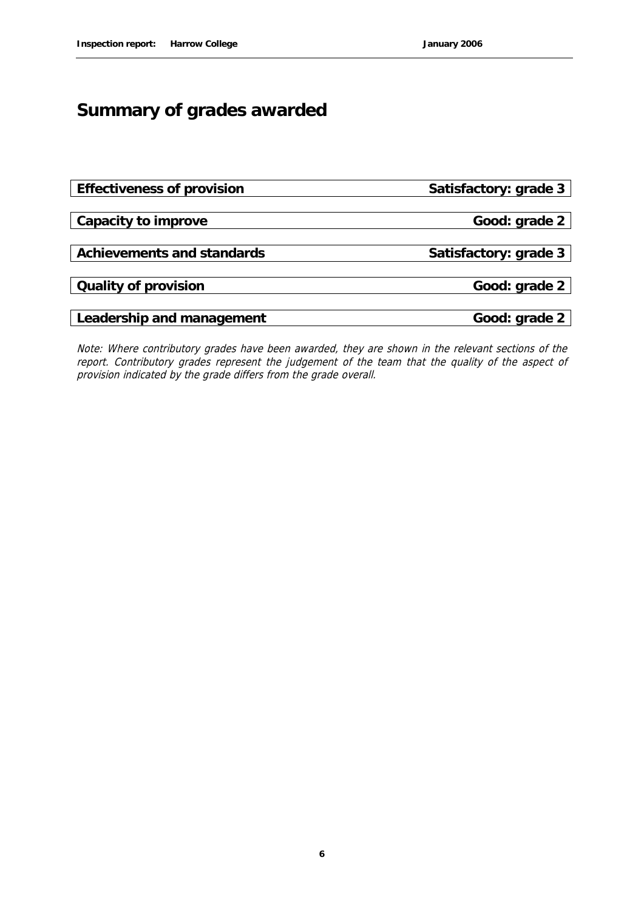## Summary of grades awarded

| | |
|---|---|
| **Effectiveness of provision** | **Satisfactory: grade 3** |
| **Capacity to improve** | **Good: grade 2** |
| **Achievements and standards** | **Satisfactory: grade 3** |
| **Quality of provision** | **Good: grade 2** |
| **Leadership and management** | **Good: grade 2** |

*Note: Where contributory grades have been awarded, they are shown in the relevant sections of the report. Contributory grades represent the judgement of the team that the quality of the aspect of provision indicated by the grade differs from the grade overall.*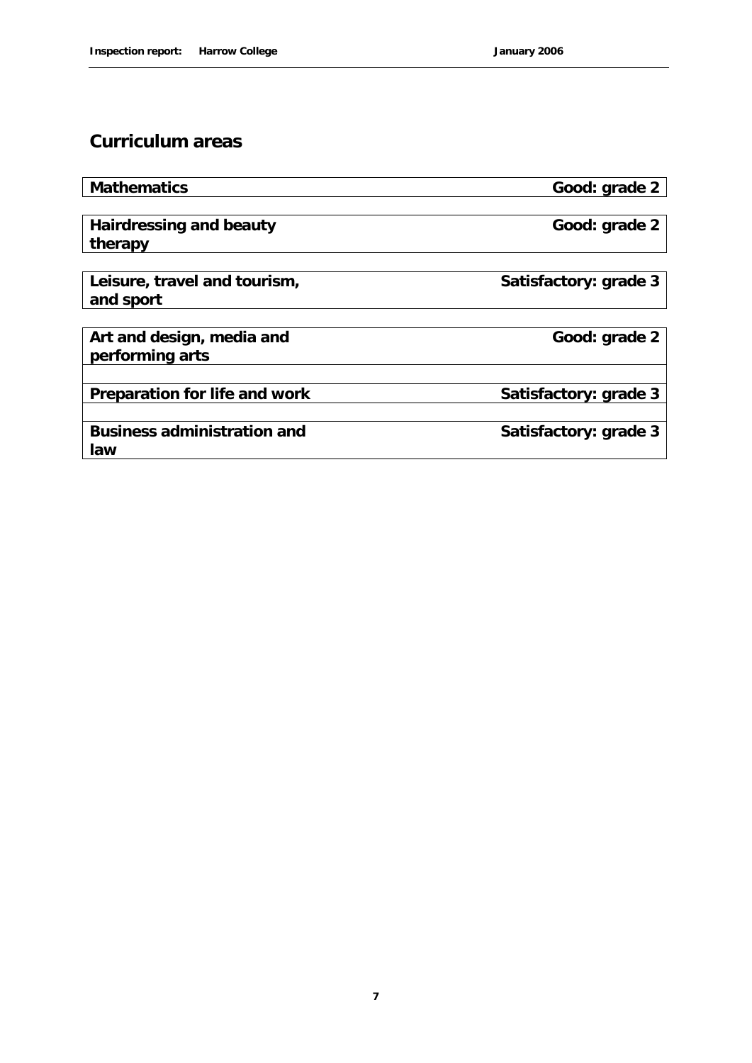## Curriculum areas

| Mathematics | Good: grade 2 |
|---|---|

| Hairdressing and beauty therapy | Good: grade 2 |
|---|---|

| Leisure, travel and tourism, and sport | Satisfactory: grade 3 |
|---|---|

| Art and design, media and performing arts | Good: grade 2 |
|---|---|

| Preparation for life and work | Satisfactory: grade 3 |
|---|---|

| Business administration and law | Satisfactory: grade 3 |
|---|---|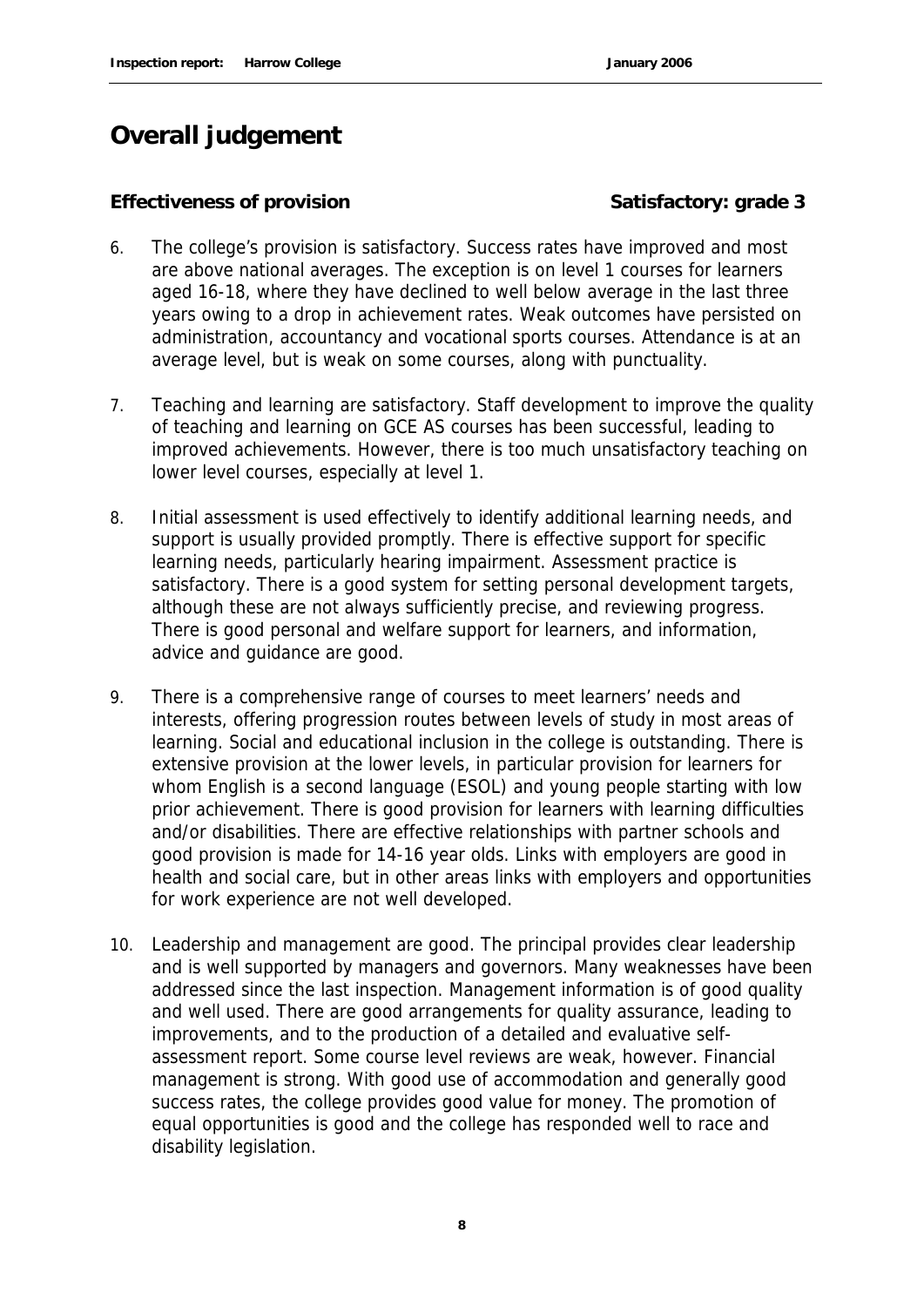# Overall judgement

**Effectiveness of provision** **Satisfactory: grade 3**

6. The college's provision is satisfactory. Success rates have improved and most are above national averages. The exception is on level 1 courses for learners aged 16-18, where they have declined to well below average in the last three years owing to a drop in achievement rates. Weak outcomes have persisted on administration, accountancy and vocational sports courses. Attendance is at an average level, but is weak on some courses, along with punctuality.

7. Teaching and learning are satisfactory. Staff development to improve the quality of teaching and learning on GCE AS courses has been successful, leading to improved achievements. However, there is too much unsatisfactory teaching on lower level courses, especially at level 1.

8. Initial assessment is used effectively to identify additional learning needs, and support is usually provided promptly. There is effective support for specific learning needs, particularly hearing impairment. Assessment practice is satisfactory. There is a good system for setting personal development targets, although these are not always sufficiently precise, and reviewing progress. There is good personal and welfare support for learners, and information, advice and guidance are good.

9. There is a comprehensive range of courses to meet learners' needs and interests, offering progression routes between levels of study in most areas of learning. Social and educational inclusion in the college is outstanding. There is extensive provision at the lower levels, in particular provision for learners for whom English is a second language (ESOL) and young people starting with low prior achievement. There is good provision for learners with learning difficulties and/or disabilities. There are effective relationships with partner schools and good provision is made for 14-16 year olds. Links with employers are good in health and social care, but in other areas links with employers and opportunities for work experience are not well developed.

10. Leadership and management are good. The principal provides clear leadership and is well supported by managers and governors. Many weaknesses have been addressed since the last inspection. Management information is of good quality and well used. There are good arrangements for quality assurance, leading to improvements, and to the production of a detailed and evaluative self-assessment report. Some course level reviews are weak, however. Financial management is strong. With good use of accommodation and generally good success rates, the college provides good value for money. The promotion of equal opportunities is good and the college has responded well to race and disability legislation.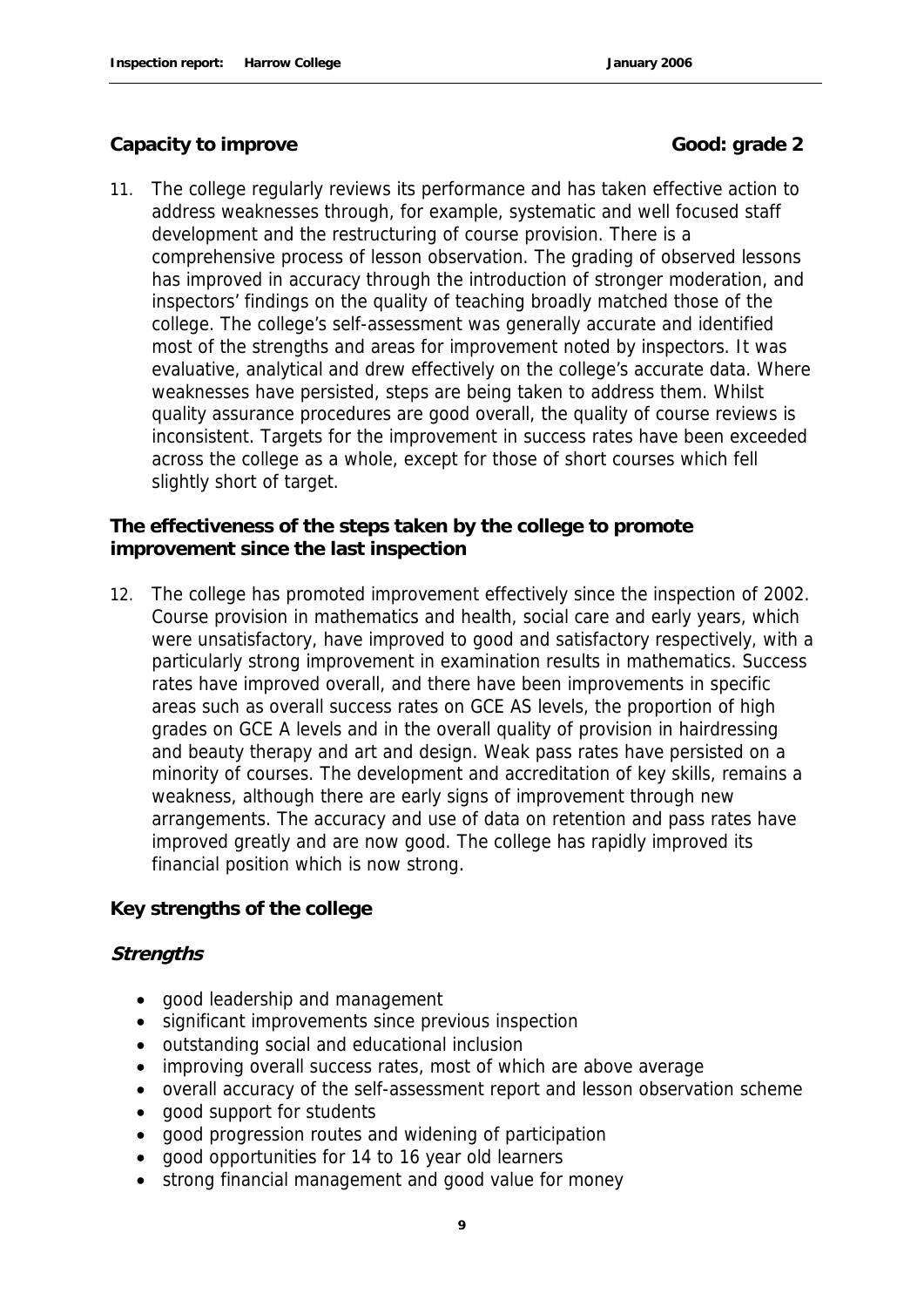**Capacity to improve** **Good: grade 2**

11. The college regularly reviews its performance and has taken effective action to address weaknesses through, for example, systematic and well focused staff development and the restructuring of course provision. There is a comprehensive process of lesson observation. The grading of observed lessons has improved in accuracy through the introduction of stronger moderation, and inspectors' findings on the quality of teaching broadly matched those of the college. The college's self-assessment was generally accurate and identified most of the strengths and areas for improvement noted by inspectors. It was evaluative, analytical and drew effectively on the college's accurate data. Where weaknesses have persisted, steps are being taken to address them. Whilst quality assurance procedures are good overall, the quality of course reviews is inconsistent. Targets for the improvement in success rates have been exceeded across the college as a whole, except for those of short courses which fell slightly short of target.

**The effectiveness of the steps taken by the college to promote improvement since the last inspection**

12. The college has promoted improvement effectively since the inspection of 2002. Course provision in mathematics and health, social care and early years, which were unsatisfactory, have improved to good and satisfactory respectively, with a particularly strong improvement in examination results in mathematics. Success rates have improved overall, and there have been improvements in specific areas such as overall success rates on GCE AS levels, the proportion of high grades on GCE A levels and in the overall quality of provision in hairdressing and beauty therapy and art and design. Weak pass rates have persisted on a minority of courses. The development and accreditation of key skills, remains a weakness, although there are early signs of improvement through new arrangements. The accuracy and use of data on retention and pass rates have improved greatly and are now good. The college has rapidly improved its financial position which is now strong.

**Key strengths of the college**

***Strengths***

- good leadership and management
- significant improvements since previous inspection
- outstanding social and educational inclusion
- improving overall success rates, most of which are above average
- overall accuracy of the self-assessment report and lesson observation scheme
- good support for students
- good progression routes and widening of participation
- good opportunities for 14 to 16 year old learners
- strong financial management and good value for money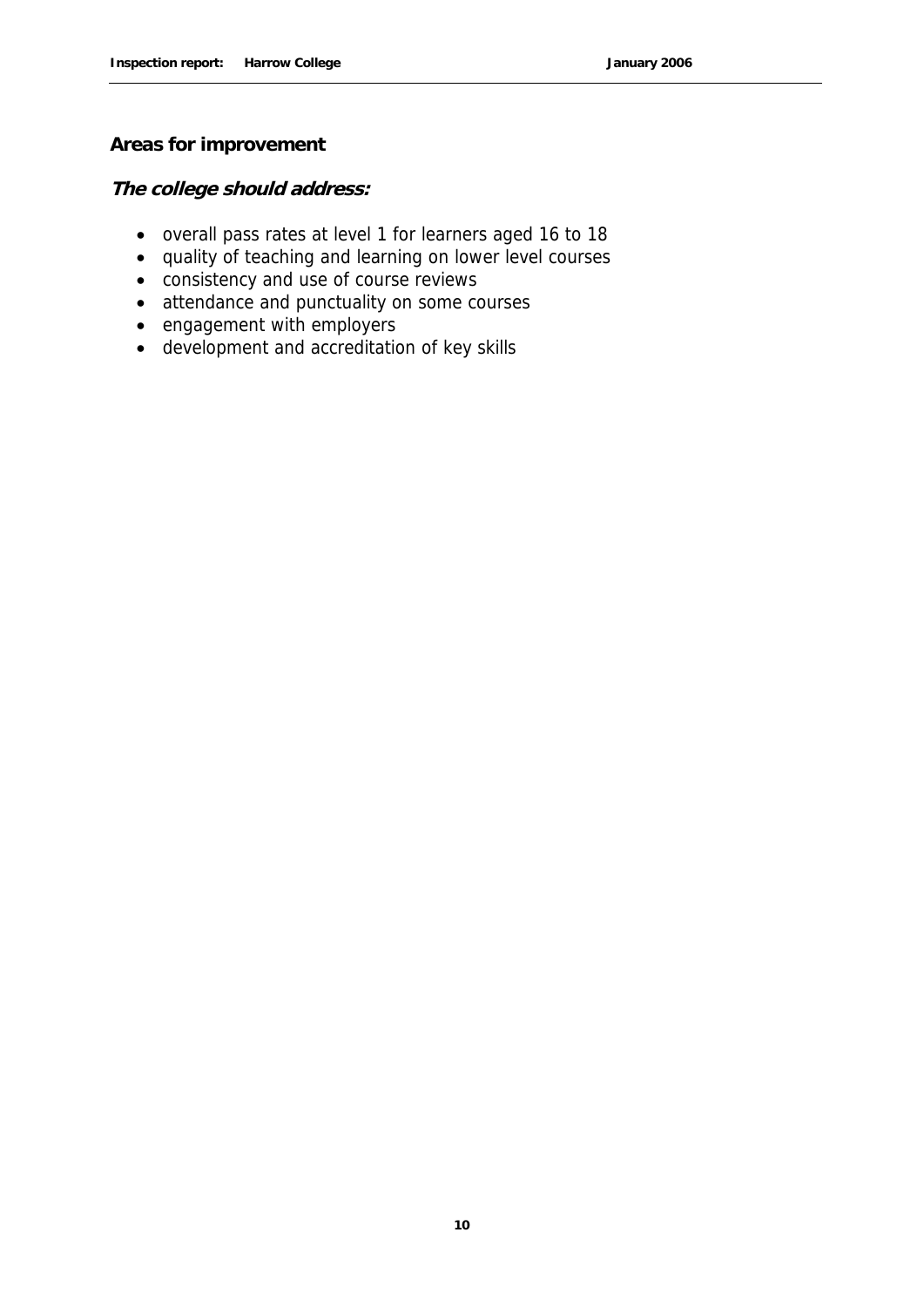## Areas for improvement

***The college should address:***

- overall pass rates at level 1 for learners aged 16 to 18
- quality of teaching and learning on lower level courses
- consistency and use of course reviews
- attendance and punctuality on some courses
- engagement with employers
- development and accreditation of key skills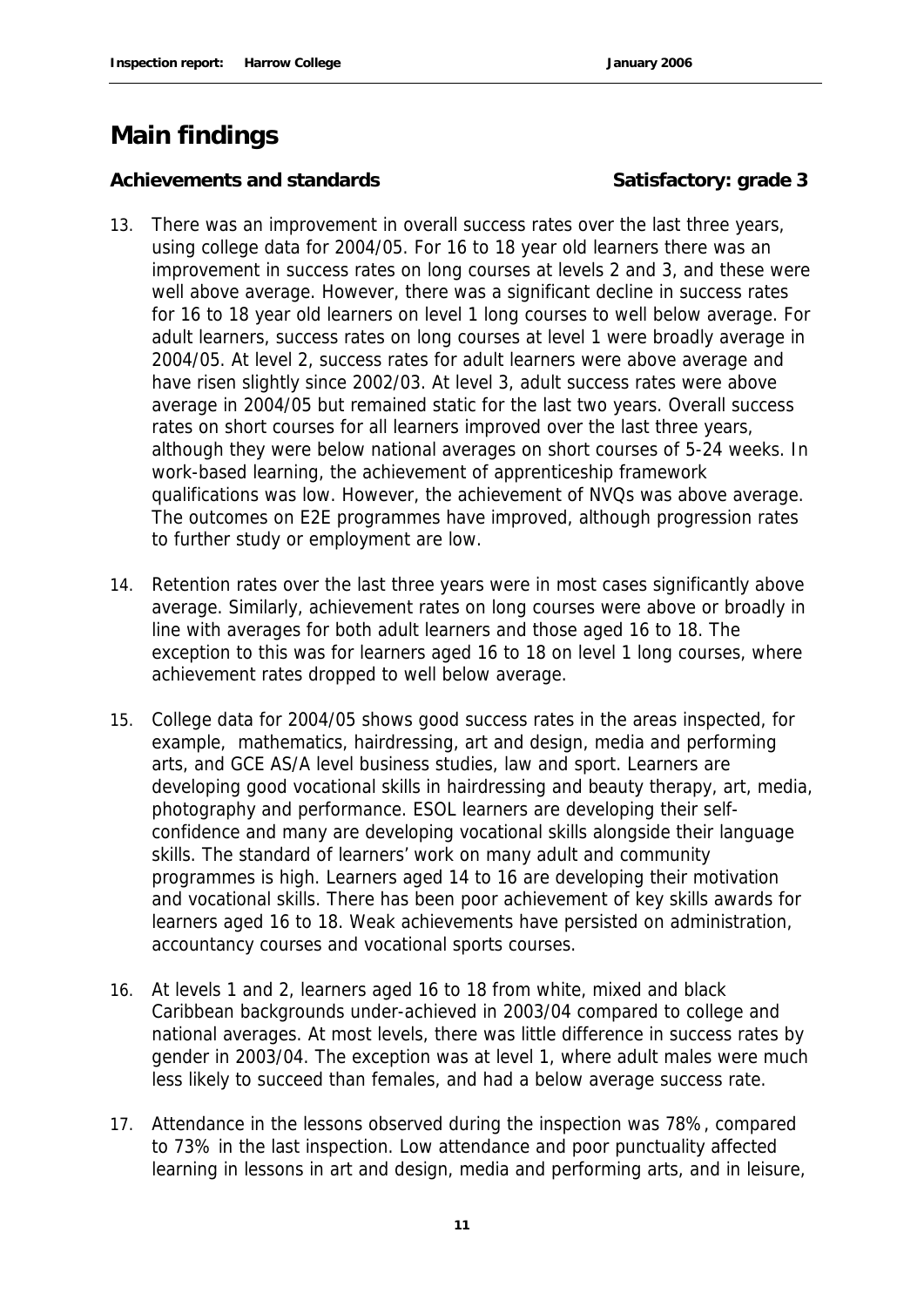## Main findings

**Achievements and standards** **Satisfactory: grade 3**

13. There was an improvement in overall success rates over the last three years, using college data for 2004/05. For 16 to 18 year old learners there was an improvement in success rates on long courses at levels 2 and 3, and these were well above average. However, there was a significant decline in success rates for 16 to 18 year old learners on level 1 long courses to well below average. For adult learners, success rates on long courses at level 1 were broadly average in 2004/05. At level 2, success rates for adult learners were above average and have risen slightly since 2002/03. At level 3, adult success rates were above average in 2004/05 but remained static for the last two years. Overall success rates on short courses for all learners improved over the last three years, although they were below national averages on short courses of 5-24 weeks. In work-based learning, the achievement of apprenticeship framework qualifications was low. However, the achievement of NVQs was above average. The outcomes on E2E programmes have improved, although progression rates to further study or employment are low.

14. Retention rates over the last three years were in most cases significantly above average. Similarly, achievement rates on long courses were above or broadly in line with averages for both adult learners and those aged 16 to 18. The exception to this was for learners aged 16 to 18 on level 1 long courses, where achievement rates dropped to well below average.

15. College data for 2004/05 shows good success rates in the areas inspected, for example, mathematics, hairdressing, art and design, media and performing arts, and GCE AS/A level business studies, law and sport. Learners are developing good vocational skills in hairdressing and beauty therapy, art, media, photography and performance. ESOL learners are developing their self-confidence and many are developing vocational skills alongside their language skills. The standard of learners' work on many adult and community programmes is high. Learners aged 14 to 16 are developing their motivation and vocational skills. There has been poor achievement of key skills awards for learners aged 16 to 18. Weak achievements have persisted on administration, accountancy courses and vocational sports courses.

16. At levels 1 and 2, learners aged 16 to 18 from white, mixed and black Caribbean backgrounds under-achieved in 2003/04 compared to college and national averages. At most levels, there was little difference in success rates by gender in 2003/04. The exception was at level 1, where adult males were much less likely to succeed than females, and had a below average success rate.

17. Attendance in the lessons observed during the inspection was 78%, compared to 73% in the last inspection. Low attendance and poor punctuality affected learning in lessons in art and design, media and performing arts, and in leisure,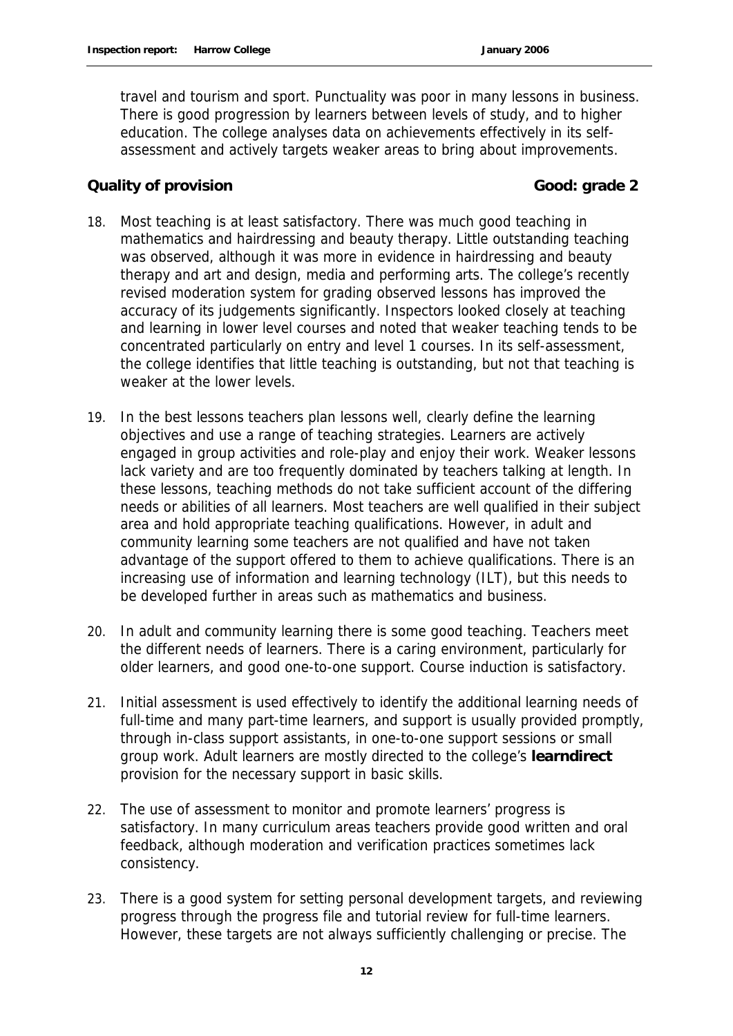travel and tourism and sport. Punctuality was poor in many lessons in business. There is good progression by learners between levels of study, and to higher education. The college analyses data on achievements effectively in its self-assessment and actively targets weaker areas to bring about improvements.

**Quality of provision** **Good: grade 2**

18. Most teaching is at least satisfactory. There was much good teaching in mathematics and hairdressing and beauty therapy. Little outstanding teaching was observed, although it was more in evidence in hairdressing and beauty therapy and art and design, media and performing arts. The college's recently revised moderation system for grading observed lessons has improved the accuracy of its judgements significantly. Inspectors looked closely at teaching and learning in lower level courses and noted that weaker teaching tends to be concentrated particularly on entry and level 1 courses. In its self-assessment, the college identifies that little teaching is outstanding, but not that teaching is weaker at the lower levels.

19. In the best lessons teachers plan lessons well, clearly define the learning objectives and use a range of teaching strategies. Learners are actively engaged in group activities and role-play and enjoy their work. Weaker lessons lack variety and are too frequently dominated by teachers talking at length. In these lessons, teaching methods do not take sufficient account of the differing needs or abilities of all learners. Most teachers are well qualified in their subject area and hold appropriate teaching qualifications. However, in adult and community learning some teachers are not qualified and have not taken advantage of the support offered to them to achieve qualifications. There is an increasing use of information and learning technology (ILT), but this needs to be developed further in areas such as mathematics and business.

20. In adult and community learning there is some good teaching. Teachers meet the different needs of learners. There is a caring environment, particularly for older learners, and good one-to-one support. Course induction is satisfactory.

21. Initial assessment is used effectively to identify the additional learning needs of full-time and many part-time learners, and support is usually provided promptly, through in-class support assistants, in one-to-one support sessions or small group work. Adult learners are mostly directed to the college's **learndirect** provision for the necessary support in basic skills.

22. The use of assessment to monitor and promote learners' progress is satisfactory. In many curriculum areas teachers provide good written and oral feedback, although moderation and verification practices sometimes lack consistency.

23. There is a good system for setting personal development targets, and reviewing progress through the progress file and tutorial review for full-time learners. However, these targets are not always sufficiently challenging or precise. The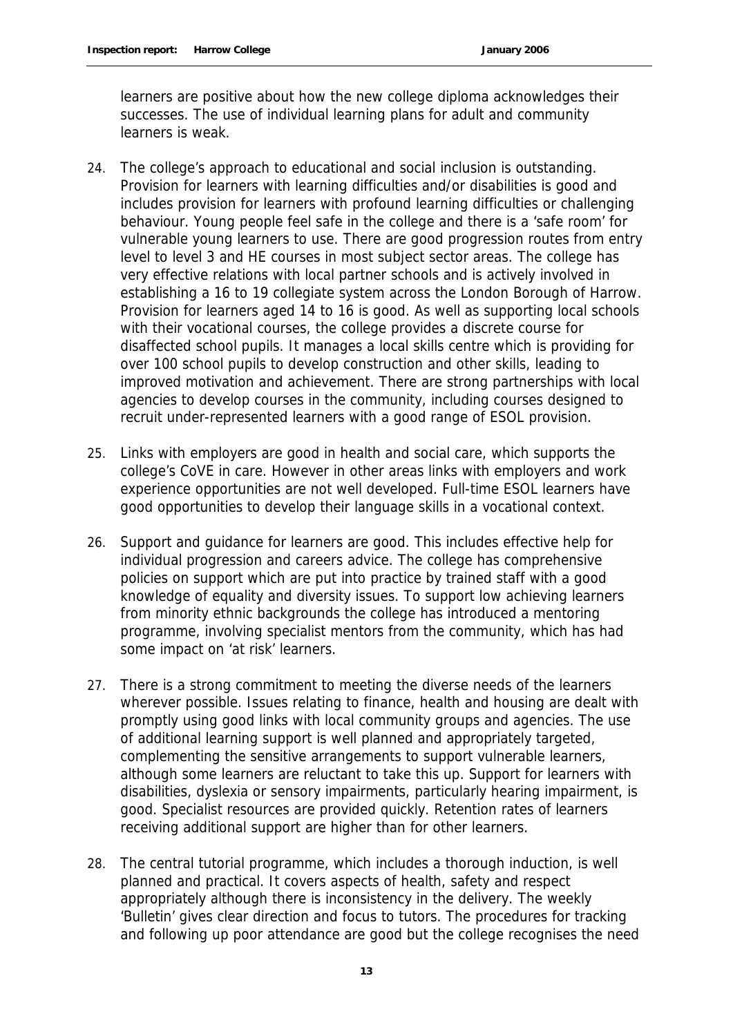learners are positive about how the new college diploma acknowledges their successes. The use of individual learning plans for adult and community learners is weak.

24. The college's approach to educational and social inclusion is outstanding. Provision for learners with learning difficulties and/or disabilities is good and includes provision for learners with profound learning difficulties or challenging behaviour. Young people feel safe in the college and there is a 'safe room' for vulnerable young learners to use. There are good progression routes from entry level to level 3 and HE courses in most subject sector areas. The college has very effective relations with local partner schools and is actively involved in establishing a 16 to 19 collegiate system across the London Borough of Harrow. Provision for learners aged 14 to 16 is good. As well as supporting local schools with their vocational courses, the college provides a discrete course for disaffected school pupils. It manages a local skills centre which is providing for over 100 school pupils to develop construction and other skills, leading to improved motivation and achievement. There are strong partnerships with local agencies to develop courses in the community, including courses designed to recruit under-represented learners with a good range of ESOL provision.

25. Links with employers are good in health and social care, which supports the college's CoVE in care. However in other areas links with employers and work experience opportunities are not well developed. Full-time ESOL learners have good opportunities to develop their language skills in a vocational context.

26. Support and guidance for learners are good. This includes effective help for individual progression and careers advice. The college has comprehensive policies on support which are put into practice by trained staff with a good knowledge of equality and diversity issues. To support low achieving learners from minority ethnic backgrounds the college has introduced a mentoring programme, involving specialist mentors from the community, which has had some impact on 'at risk' learners.

27. There is a strong commitment to meeting the diverse needs of the learners wherever possible. Issues relating to finance, health and housing are dealt with promptly using good links with local community groups and agencies. The use of additional learning support is well planned and appropriately targeted, complementing the sensitive arrangements to support vulnerable learners, although some learners are reluctant to take this up. Support for learners with disabilities, dyslexia or sensory impairments, particularly hearing impairment, is good. Specialist resources are provided quickly. Retention rates of learners receiving additional support are higher than for other learners.

28. The central tutorial programme, which includes a thorough induction, is well planned and practical. It covers aspects of health, safety and respect appropriately although there is inconsistency in the delivery. The weekly 'Bulletin' gives clear direction and focus to tutors. The procedures for tracking and following up poor attendance are good but the college recognises the need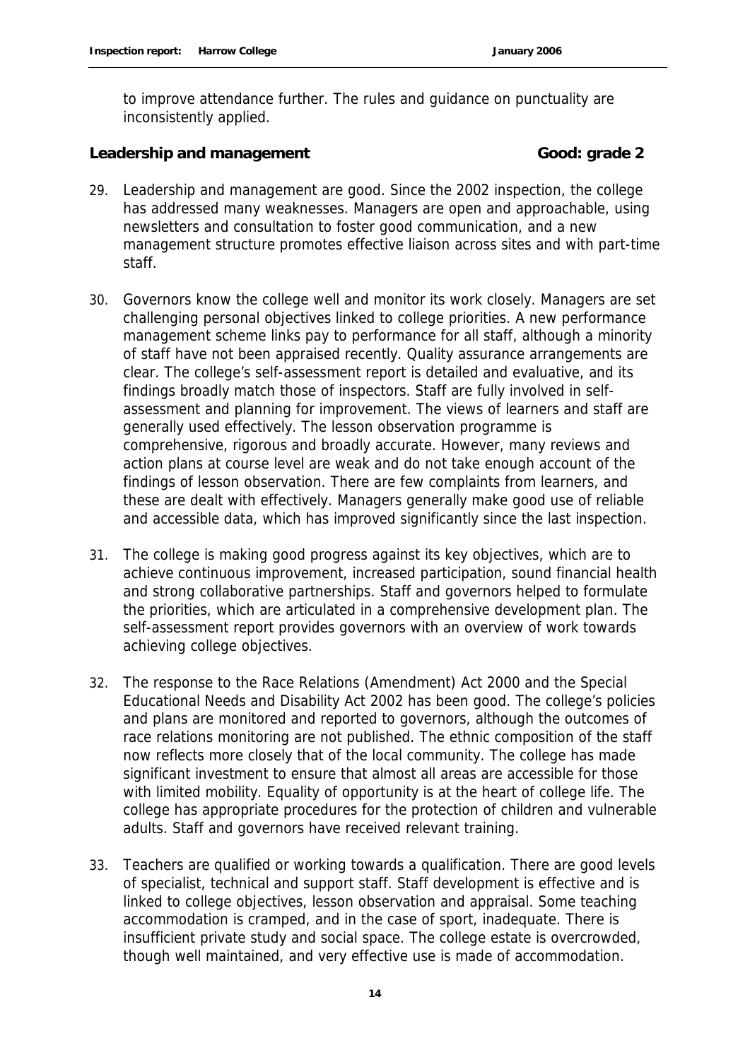to improve attendance further. The rules and guidance on punctuality are inconsistently applied.

## Leadership and management — Good: grade 2

29. Leadership and management are good. Since the 2002 inspection, the college has addressed many weaknesses. Managers are open and approachable, using newsletters and consultation to foster good communication, and a new management structure promotes effective liaison across sites and with part-time staff.

30. Governors know the college well and monitor its work closely. Managers are set challenging personal objectives linked to college priorities. A new performance management scheme links pay to performance for all staff, although a minority of staff have not been appraised recently. Quality assurance arrangements are clear. The college's self-assessment report is detailed and evaluative, and its findings broadly match those of inspectors. Staff are fully involved in self-assessment and planning for improvement. The views of learners and staff are generally used effectively. The lesson observation programme is comprehensive, rigorous and broadly accurate. However, many reviews and action plans at course level are weak and do not take enough account of the findings of lesson observation. There are few complaints from learners, and these are dealt with effectively. Managers generally make good use of reliable and accessible data, which has improved significantly since the last inspection.

31. The college is making good progress against its key objectives, which are to achieve continuous improvement, increased participation, sound financial health and strong collaborative partnerships. Staff and governors helped to formulate the priorities, which are articulated in a comprehensive development plan. The self-assessment report provides governors with an overview of work towards achieving college objectives.

32. The response to the Race Relations (Amendment) Act 2000 and the Special Educational Needs and Disability Act 2002 has been good. The college's policies and plans are monitored and reported to governors, although the outcomes of race relations monitoring are not published. The ethnic composition of the staff now reflects more closely that of the local community. The college has made significant investment to ensure that almost all areas are accessible for those with limited mobility. Equality of opportunity is at the heart of college life. The college has appropriate procedures for the protection of children and vulnerable adults. Staff and governors have received relevant training.

33. Teachers are qualified or working towards a qualification. There are good levels of specialist, technical and support staff. Staff development is effective and is linked to college objectives, lesson observation and appraisal. Some teaching accommodation is cramped, and in the case of sport, inadequate. There is insufficient private study and social space. The college estate is overcrowded, though well maintained, and very effective use is made of accommodation.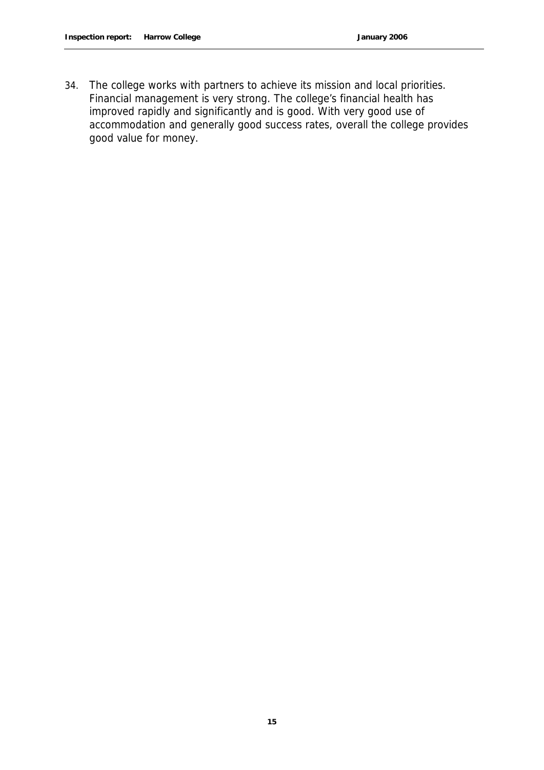34. The college works with partners to achieve its mission and local priorities. Financial management is very strong. The college's financial health has improved rapidly and significantly and is good. With very good use of accommodation and generally good success rates, overall the college provides good value for money.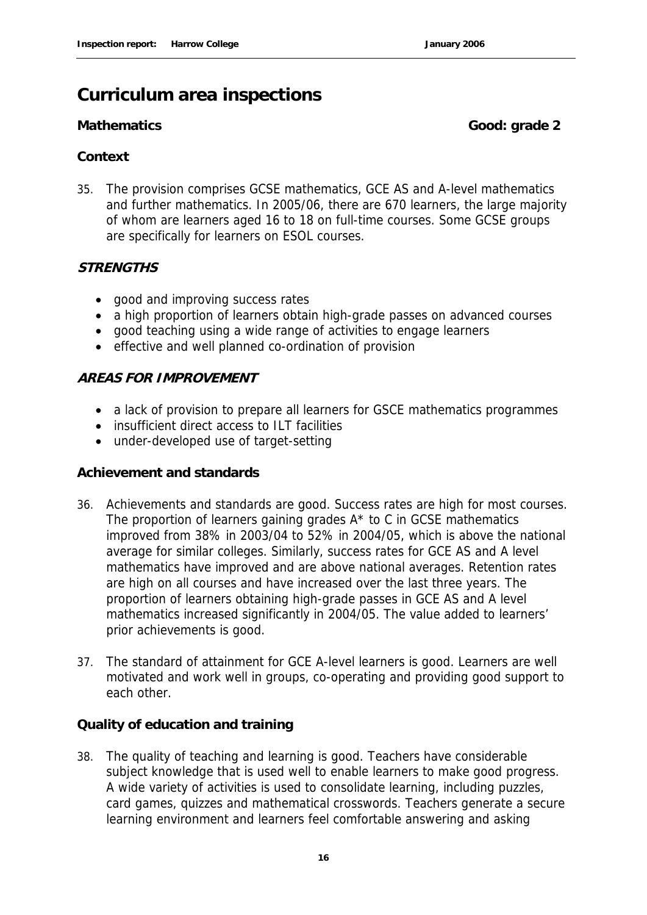# Curriculum area inspections

**Mathematics** **Good: grade 2**

**Context**

35. The provision comprises GCSE mathematics, GCE AS and A-level mathematics and further mathematics. In 2005/06, there are 670 learners, the large majority of whom are learners aged 16 to 18 on full-time courses. Some GCSE groups are specifically for learners on ESOL courses.

***STRENGTHS***

- good and improving success rates
- a high proportion of learners obtain high-grade passes on advanced courses
- good teaching using a wide range of activities to engage learners
- effective and well planned co-ordination of provision

***AREAS FOR IMPROVEMENT***

- a lack of provision to prepare all learners for GSCE mathematics programmes
- insufficient direct access to ILT facilities
- under-developed use of target-setting

**Achievement and standards**

36. Achievements and standards are good. Success rates are high for most courses. The proportion of learners gaining grades A* to C in GCSE mathematics improved from 38% in 2003/04 to 52% in 2004/05, which is above the national average for similar colleges. Similarly, success rates for GCE AS and A level mathematics have improved and are above national averages. Retention rates are high on all courses and have increased over the last three years. The proportion of learners obtaining high-grade passes in GCE AS and A level mathematics increased significantly in 2004/05. The value added to learners' prior achievements is good.

37. The standard of attainment for GCE A-level learners is good. Learners are well motivated and work well in groups, co-operating and providing good support to each other.

**Quality of education and training**

38. The quality of teaching and learning is good. Teachers have considerable subject knowledge that is used well to enable learners to make good progress. A wide variety of activities is used to consolidate learning, including puzzles, card games, quizzes and mathematical crosswords. Teachers generate a secure learning environment and learners feel comfortable answering and asking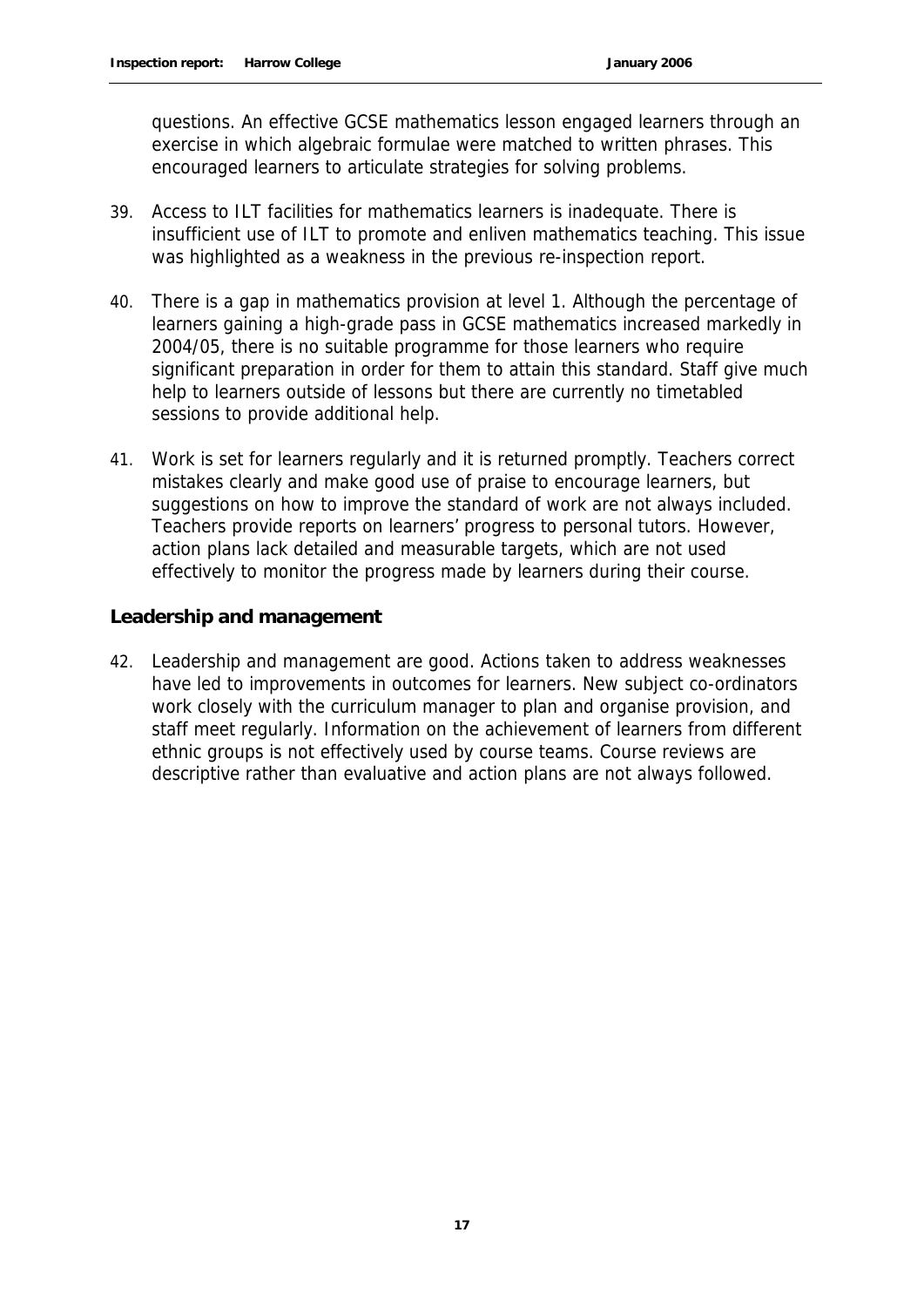questions. An effective GCSE mathematics lesson engaged learners through an exercise in which algebraic formulae were matched to written phrases. This encouraged learners to articulate strategies for solving problems.

39. Access to ILT facilities for mathematics learners is inadequate. There is insufficient use of ILT to promote and enliven mathematics teaching. This issue was highlighted as a weakness in the previous re-inspection report.

40. There is a gap in mathematics provision at level 1. Although the percentage of learners gaining a high-grade pass in GCSE mathematics increased markedly in 2004/05, there is no suitable programme for those learners who require significant preparation in order for them to attain this standard. Staff give much help to learners outside of lessons but there are currently no timetabled sessions to provide additional help.

41. Work is set for learners regularly and it is returned promptly. Teachers correct mistakes clearly and make good use of praise to encourage learners, but suggestions on how to improve the standard of work are not always included. Teachers provide reports on learners' progress to personal tutors. However, action plans lack detailed and measurable targets, which are not used effectively to monitor the progress made by learners during their course.

### Leadership and management

42. Leadership and management are good. Actions taken to address weaknesses have led to improvements in outcomes for learners. New subject co-ordinators work closely with the curriculum manager to plan and organise provision, and staff meet regularly. Information on the achievement of learners from different ethnic groups is not effectively used by course teams. Course reviews are descriptive rather than evaluative and action plans are not always followed.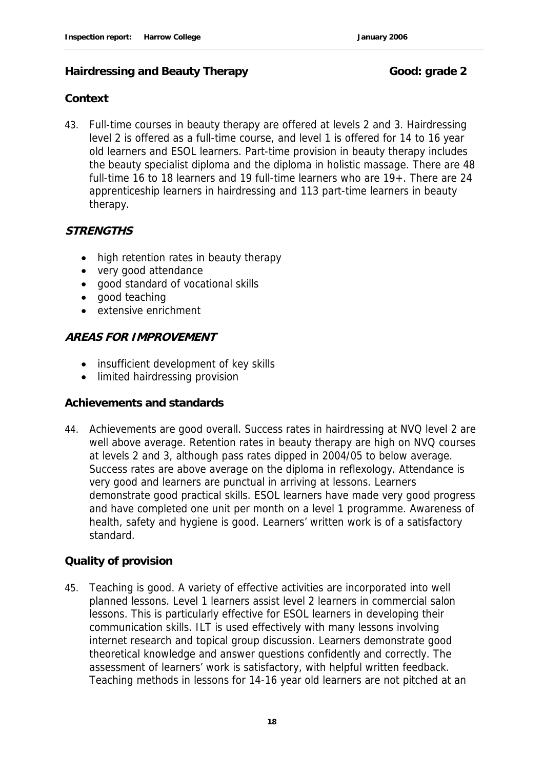## Hairdressing and Beauty Therapy — Good: grade 2

### Context

43. Full-time courses in beauty therapy are offered at levels 2 and 3. Hairdressing level 2 is offered as a full-time course, and level 1 is offered for 14 to 16 year old learners and ESOL learners. Part-time provision in beauty therapy includes the beauty specialist diploma and the diploma in holistic massage. There are 48 full-time 16 to 18 learners and 19 full-time learners who are 19+. There are 24 apprenticeship learners in hairdressing and 113 part-time learners in beauty therapy.

### *STRENGTHS*

- high retention rates in beauty therapy
- very good attendance
- good standard of vocational skills
- good teaching
- extensive enrichment

### *AREAS FOR IMPROVEMENT*

- insufficient development of key skills
- limited hairdressing provision

### Achievements and standards

44. Achievements are good overall. Success rates in hairdressing at NVQ level 2 are well above average. Retention rates in beauty therapy are high on NVQ courses at levels 2 and 3, although pass rates dipped in 2004/05 to below average. Success rates are above average on the diploma in reflexology. Attendance is very good and learners are punctual in arriving at lessons. Learners demonstrate good practical skills. ESOL learners have made very good progress and have completed one unit per month on a level 1 programme. Awareness of health, safety and hygiene is good. Learners' written work is of a satisfactory standard.

### Quality of provision

45. Teaching is good. A variety of effective activities are incorporated into well planned lessons. Level 1 learners assist level 2 learners in commercial salon lessons. This is particularly effective for ESOL learners in developing their communication skills. ILT is used effectively with many lessons involving internet research and topical group discussion. Learners demonstrate good theoretical knowledge and answer questions confidently and correctly. The assessment of learners' work is satisfactory, with helpful written feedback. Teaching methods in lessons for 14-16 year old learners are not pitched at an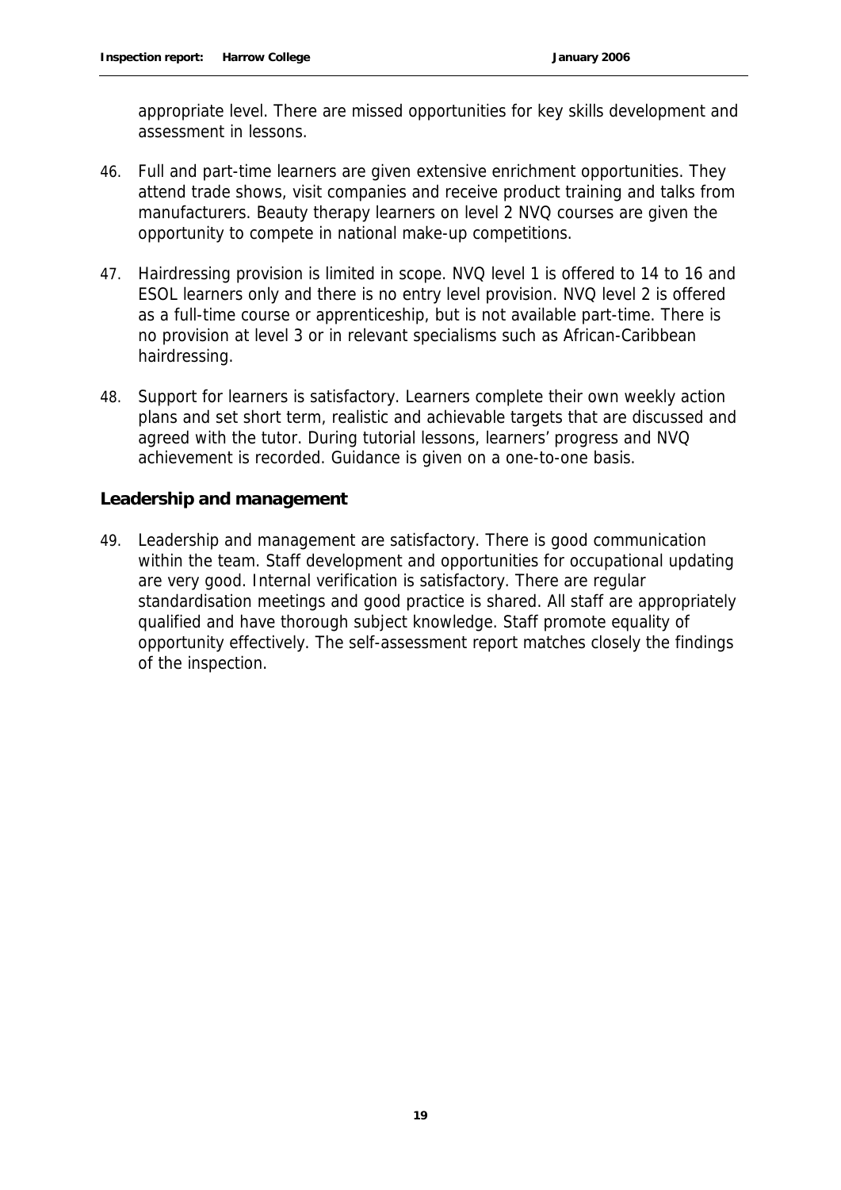appropriate level. There are missed opportunities for key skills development and assessment in lessons.

46. Full and part-time learners are given extensive enrichment opportunities. They attend trade shows, visit companies and receive product training and talks from manufacturers. Beauty therapy learners on level 2 NVQ courses are given the opportunity to compete in national make-up competitions.

47. Hairdressing provision is limited in scope. NVQ level 1 is offered to 14 to 16 and ESOL learners only and there is no entry level provision. NVQ level 2 is offered as a full-time course or apprenticeship, but is not available part-time. There is no provision at level 3 or in relevant specialisms such as African-Caribbean hairdressing.

48. Support for learners is satisfactory. Learners complete their own weekly action plans and set short term, realistic and achievable targets that are discussed and agreed with the tutor. During tutorial lessons, learners' progress and NVQ achievement is recorded. Guidance is given on a one-to-one basis.

### Leadership and management

49. Leadership and management are satisfactory. There is good communication within the team. Staff development and opportunities for occupational updating are very good. Internal verification is satisfactory. There are regular standardisation meetings and good practice is shared. All staff are appropriately qualified and have thorough subject knowledge. Staff promote equality of opportunity effectively. The self-assessment report matches closely the findings of the inspection.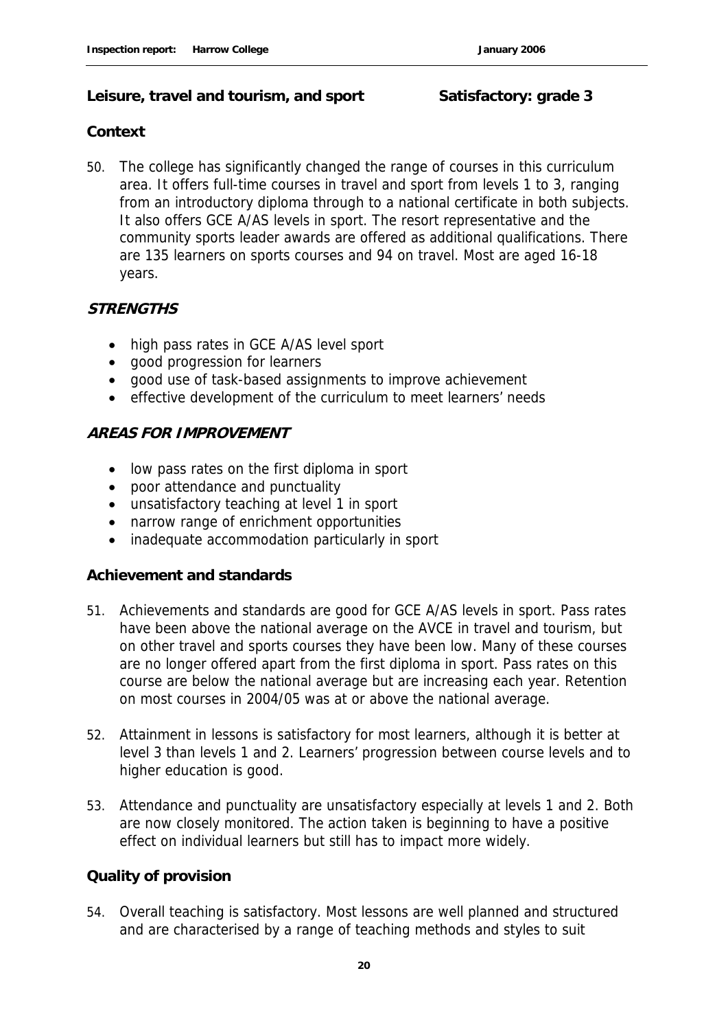**Leisure, travel and tourism, and sport Satisfactory: grade 3**

**Context**

50. The college has significantly changed the range of courses in this curriculum area. It offers full-time courses in travel and sport from levels 1 to 3, ranging from an introductory diploma through to a national certificate in both subjects. It also offers GCE A/AS levels in sport. The resort representative and the community sports leader awards are offered as additional qualifications. There are 135 learners on sports courses and 94 on travel. Most are aged 16-18 years.

***STRENGTHS***

- high pass rates in GCE A/AS level sport
- good progression for learners
- good use of task-based assignments to improve achievement
- effective development of the curriculum to meet learners' needs

***AREAS FOR IMPROVEMENT***

- low pass rates on the first diploma in sport
- poor attendance and punctuality
- unsatisfactory teaching at level 1 in sport
- narrow range of enrichment opportunities
- inadequate accommodation particularly in sport

**Achievement and standards**

51. Achievements and standards are good for GCE A/AS levels in sport. Pass rates have been above the national average on the AVCE in travel and tourism, but on other travel and sports courses they have been low. Many of these courses are no longer offered apart from the first diploma in sport. Pass rates on this course are below the national average but are increasing each year. Retention on most courses in 2004/05 was at or above the national average.

52. Attainment in lessons is satisfactory for most learners, although it is better at level 3 than levels 1 and 2. Learners' progression between course levels and to higher education is good.

53. Attendance and punctuality are unsatisfactory especially at levels 1 and 2. Both are now closely monitored. The action taken is beginning to have a positive effect on individual learners but still has to impact more widely.

**Quality of provision**

54. Overall teaching is satisfactory. Most lessons are well planned and structured and are characterised by a range of teaching methods and styles to suit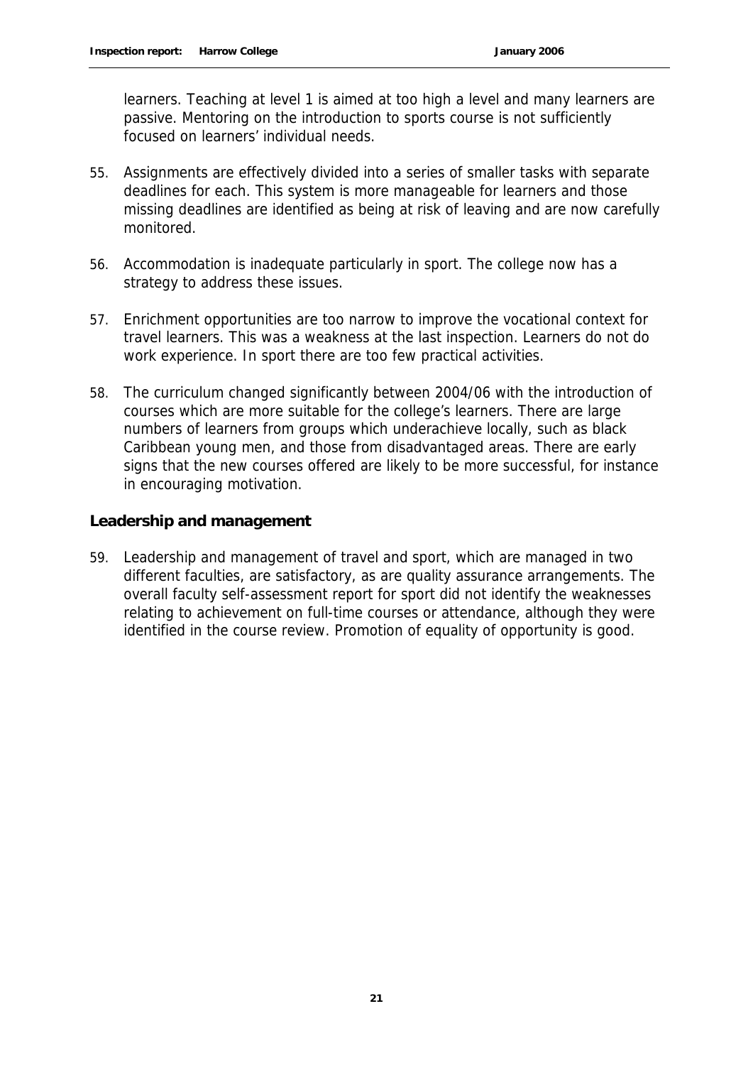learners. Teaching at level 1 is aimed at too high a level and many learners are passive. Mentoring on the introduction to sports course is not sufficiently focused on learners' individual needs.

55. Assignments are effectively divided into a series of smaller tasks with separate deadlines for each. This system is more manageable for learners and those missing deadlines are identified as being at risk of leaving and are now carefully monitored.

56. Accommodation is inadequate particularly in sport. The college now has a strategy to address these issues.

57. Enrichment opportunities are too narrow to improve the vocational context for travel learners. This was a weakness at the last inspection. Learners do not do work experience. In sport there are too few practical activities.

58. The curriculum changed significantly between 2004/06 with the introduction of courses which are more suitable for the college's learners. There are large numbers of learners from groups which underachieve locally, such as black Caribbean young men, and those from disadvantaged areas. There are early signs that the new courses offered are likely to be more successful, for instance in encouraging motivation.

## Leadership and management

59. Leadership and management of travel and sport, which are managed in two different faculties, are satisfactory, as are quality assurance arrangements. The overall faculty self-assessment report for sport did not identify the weaknesses relating to achievement on full-time courses or attendance, although they were identified in the course review. Promotion of equality of opportunity is good.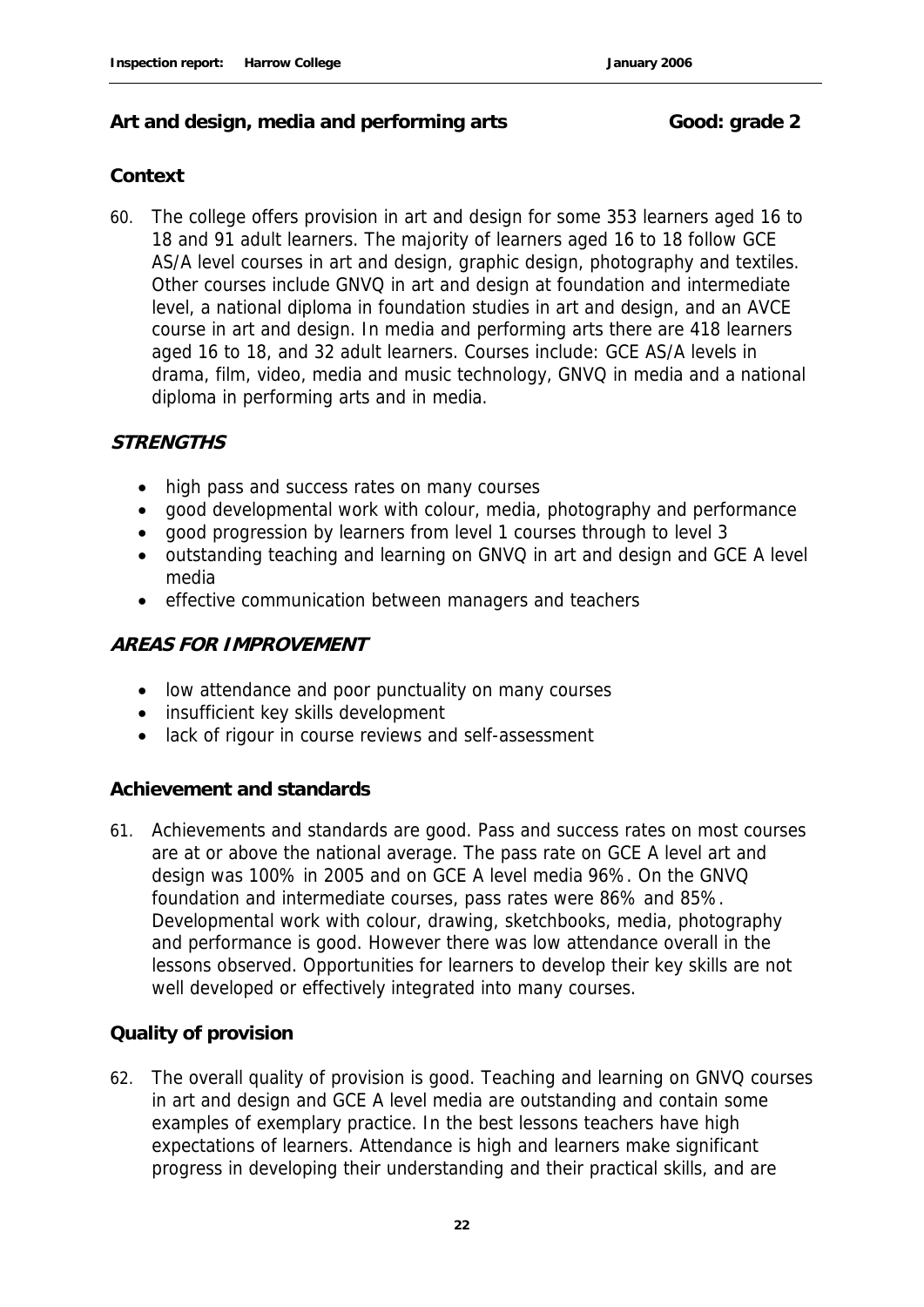## Art and design, media and performing arts — Good: grade 2

### Context

60. The college offers provision in art and design for some 353 learners aged 16 to 18 and 91 adult learners. The majority of learners aged 16 to 18 follow GCE AS/A level courses in art and design, graphic design, photography and textiles. Other courses include GNVQ in art and design at foundation and intermediate level, a national diploma in foundation studies in art and design, and an AVCE course in art and design. In media and performing arts there are 418 learners aged 16 to 18, and 32 adult learners. Courses include: GCE AS/A levels in drama, film, video, media and music technology, GNVQ in media and a national diploma in performing arts and in media.

### STRENGTHS

- high pass and success rates on many courses
- good developmental work with colour, media, photography and performance
- good progression by learners from level 1 courses through to level 3
- outstanding teaching and learning on GNVQ in art and design and GCE A level media
- effective communication between managers and teachers

### AREAS FOR IMPROVEMENT

- low attendance and poor punctuality on many courses
- insufficient key skills development
- lack of rigour in course reviews and self-assessment

### Achievement and standards

61. Achievements and standards are good. Pass and success rates on most courses are at or above the national average. The pass rate on GCE A level art and design was 100% in 2005 and on GCE A level media 96%. On the GNVQ foundation and intermediate courses, pass rates were 86% and 85%. Developmental work with colour, drawing, sketchbooks, media, photography and performance is good. However there was low attendance overall in the lessons observed. Opportunities for learners to develop their key skills are not well developed or effectively integrated into many courses.

### Quality of provision

62. The overall quality of provision is good. Teaching and learning on GNVQ courses in art and design and GCE A level media are outstanding and contain some examples of exemplary practice. In the best lessons teachers have high expectations of learners. Attendance is high and learners make significant progress in developing their understanding and their practical skills, and are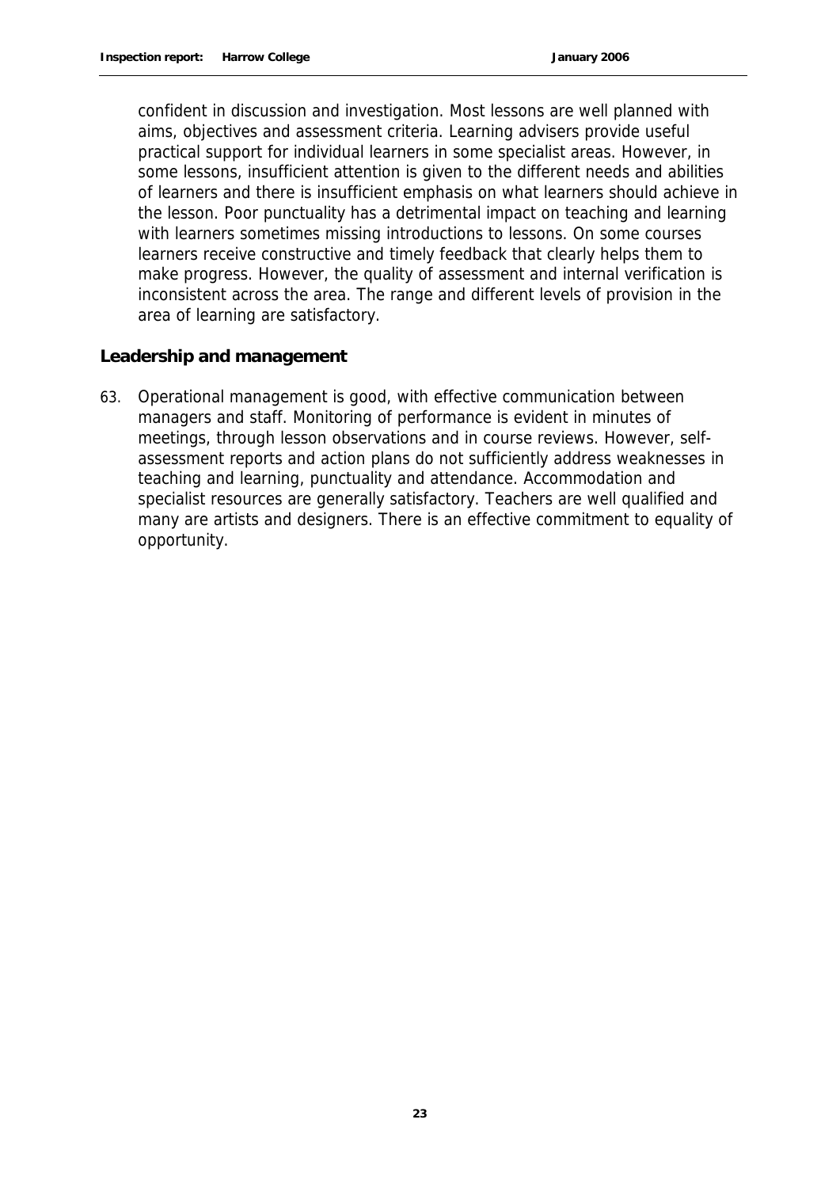confident in discussion and investigation. Most lessons are well planned with aims, objectives and assessment criteria. Learning advisers provide useful practical support for individual learners in some specialist areas. However, in some lessons, insufficient attention is given to the different needs and abilities of learners and there is insufficient emphasis on what learners should achieve in the lesson. Poor punctuality has a detrimental impact on teaching and learning with learners sometimes missing introductions to lessons. On some courses learners receive constructive and timely feedback that clearly helps them to make progress. However, the quality of assessment and internal verification is inconsistent across the area. The range and different levels of provision in the area of learning are satisfactory.

### Leadership and management

63. Operational management is good, with effective communication between managers and staff. Monitoring of performance is evident in minutes of meetings, through lesson observations and in course reviews. However, self-assessment reports and action plans do not sufficiently address weaknesses in teaching and learning, punctuality and attendance. Accommodation and specialist resources are generally satisfactory. Teachers are well qualified and many are artists and designers. There is an effective commitment to equality of opportunity.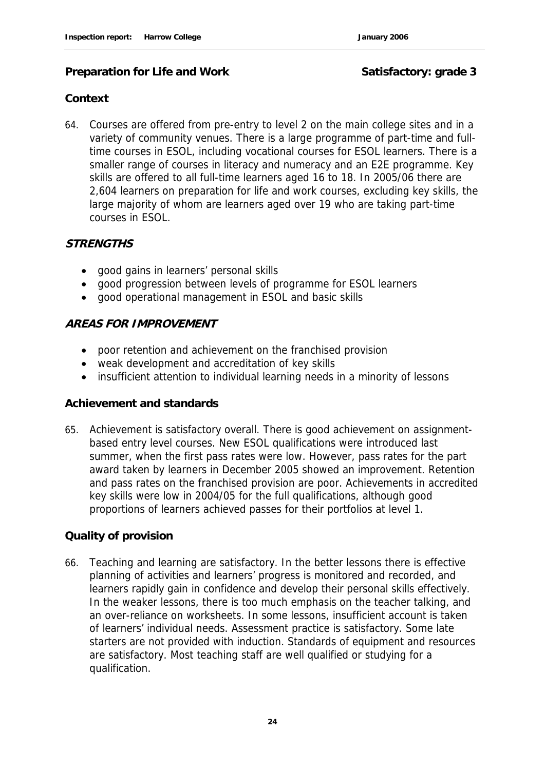## Preparation for Life and Work — Satisfactory: grade 3

### Context

64. Courses are offered from pre-entry to level 2 on the main college sites and in a variety of community venues. There is a large programme of part-time and full-time courses in ESOL, including vocational courses for ESOL learners. There is a smaller range of courses in literacy and numeracy and an E2E programme. Key skills are offered to all full-time learners aged 16 to 18. In 2005/06 there are 2,604 learners on preparation for life and work courses, excluding key skills, the large majority of whom are learners aged over 19 who are taking part-time courses in ESOL.

### *STRENGTHS*

- good gains in learners' personal skills
- good progression between levels of programme for ESOL learners
- good operational management in ESOL and basic skills

### *AREAS FOR IMPROVEMENT*

- poor retention and achievement on the franchised provision
- weak development and accreditation of key skills
- insufficient attention to individual learning needs in a minority of lessons

### Achievement and standards

65. Achievement is satisfactory overall. There is good achievement on assignment-based entry level courses. New ESOL qualifications were introduced last summer, when the first pass rates were low. However, pass rates for the part award taken by learners in December 2005 showed an improvement. Retention and pass rates on the franchised provision are poor. Achievements in accredited key skills were low in 2004/05 for the full qualifications, although good proportions of learners achieved passes for their portfolios at level 1.

### Quality of provision

66. Teaching and learning are satisfactory. In the better lessons there is effective planning of activities and learners' progress is monitored and recorded, and learners rapidly gain in confidence and develop their personal skills effectively. In the weaker lessons, there is too much emphasis on the teacher talking, and an over-reliance on worksheets. In some lessons, insufficient account is taken of learners' individual needs. Assessment practice is satisfactory. Some late starters are not provided with induction. Standards of equipment and resources are satisfactory. Most teaching staff are well qualified or studying for a qualification.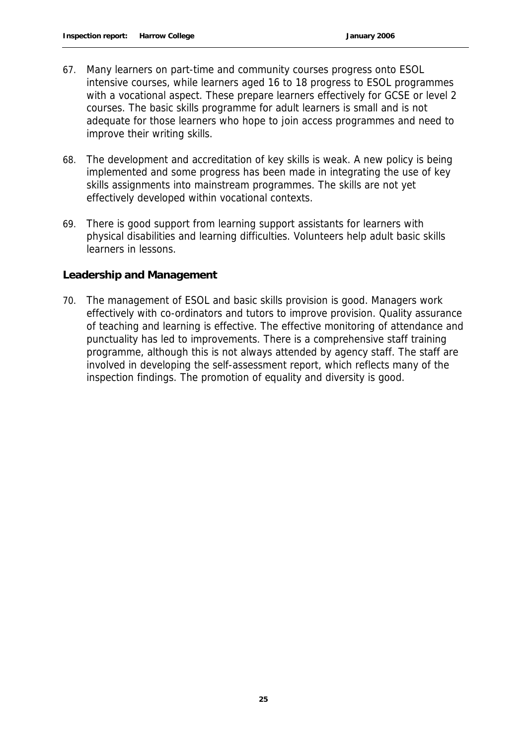67. Many learners on part-time and community courses progress onto ESOL intensive courses, while learners aged 16 to 18 progress to ESOL programmes with a vocational aspect. These prepare learners effectively for GCSE or level 2 courses. The basic skills programme for adult learners is small and is not adequate for those learners who hope to join access programmes and need to improve their writing skills.

68. The development and accreditation of key skills is weak. A new policy is being implemented and some progress has been made in integrating the use of key skills assignments into mainstream programmes. The skills are not yet effectively developed within vocational contexts.

69. There is good support from learning support assistants for learners with physical disabilities and learning difficulties. Volunteers help adult basic skills learners in lessons.

### Leadership and Management

70. The management of ESOL and basic skills provision is good. Managers work effectively with co-ordinators and tutors to improve provision. Quality assurance of teaching and learning is effective. The effective monitoring of attendance and punctuality has led to improvements. There is a comprehensive staff training programme, although this is not always attended by agency staff. The staff are involved in developing the self-assessment report, which reflects many of the inspection findings. The promotion of equality and diversity is good.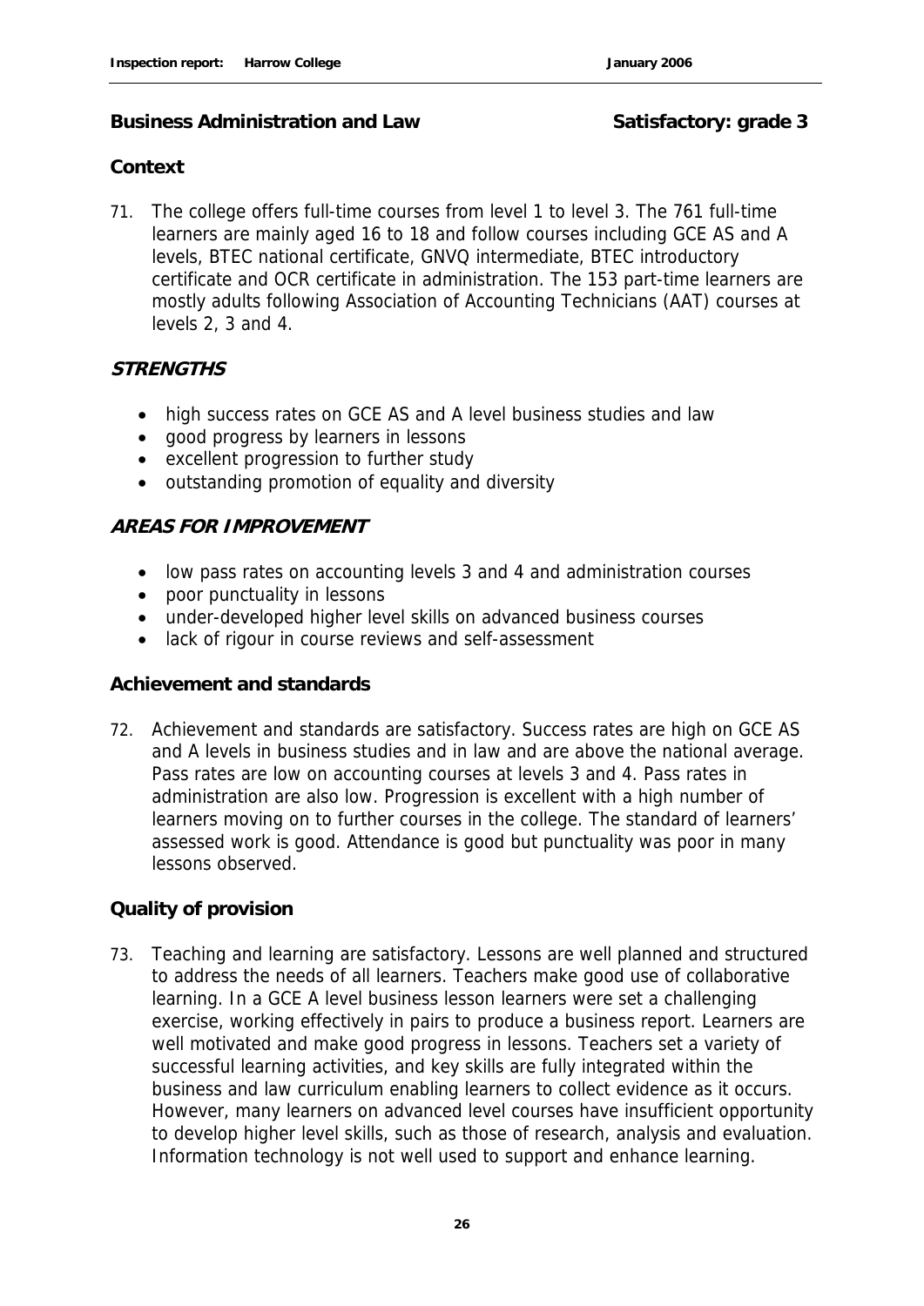## Business Administration and Law **Satisfactory: grade 3**

### Context

71. The college offers full-time courses from level 1 to level 3. The 761 full-time learners are mainly aged 16 to 18 and follow courses including GCE AS and A levels, BTEC national certificate, GNVQ intermediate, BTEC introductory certificate and OCR certificate in administration. The 153 part-time learners are mostly adults following Association of Accounting Technicians (AAT) courses at levels 2, 3 and 4.

### *STRENGTHS*

- high success rates on GCE AS and A level business studies and law
- good progress by learners in lessons
- excellent progression to further study
- outstanding promotion of equality and diversity

### *AREAS FOR IMPROVEMENT*

- low pass rates on accounting levels 3 and 4 and administration courses
- poor punctuality in lessons
- under-developed higher level skills on advanced business courses
- lack of rigour in course reviews and self-assessment

### Achievement and standards

72. Achievement and standards are satisfactory. Success rates are high on GCE AS and A levels in business studies and in law and are above the national average. Pass rates are low on accounting courses at levels 3 and 4. Pass rates in administration are also low. Progression is excellent with a high number of learners moving on to further courses in the college. The standard of learners' assessed work is good. Attendance is good but punctuality was poor in many lessons observed.

### Quality of provision

73. Teaching and learning are satisfactory. Lessons are well planned and structured to address the needs of all learners. Teachers make good use of collaborative learning. In a GCE A level business lesson learners were set a challenging exercise, working effectively in pairs to produce a business report. Learners are well motivated and make good progress in lessons. Teachers set a variety of successful learning activities, and key skills are fully integrated within the business and law curriculum enabling learners to collect evidence as it occurs. However, many learners on advanced level courses have insufficient opportunity to develop higher level skills, such as those of research, analysis and evaluation. Information technology is not well used to support and enhance learning.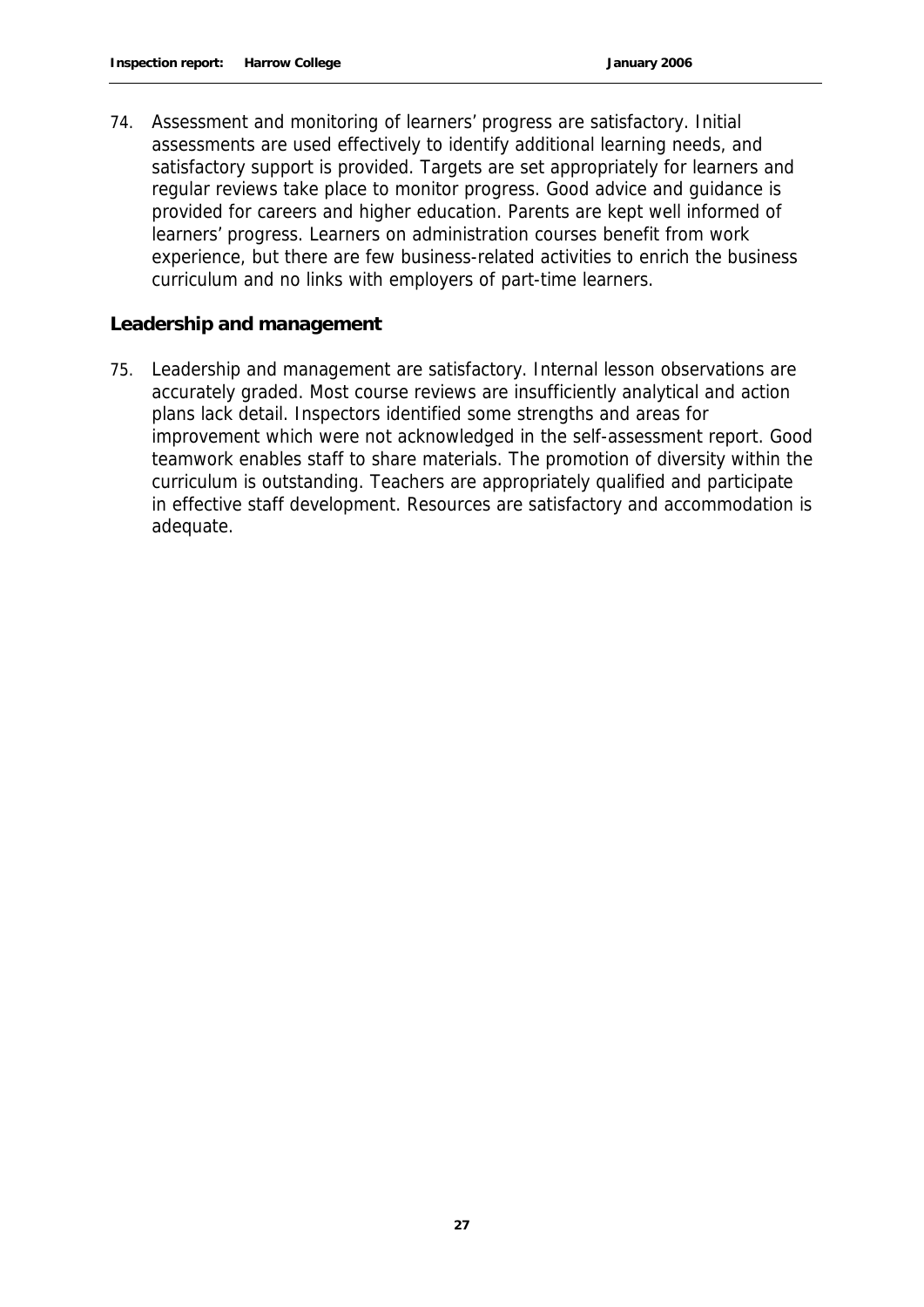74. Assessment and monitoring of learners' progress are satisfactory. Initial assessments are used effectively to identify additional learning needs, and satisfactory support is provided. Targets are set appropriately for learners and regular reviews take place to monitor progress. Good advice and guidance is provided for careers and higher education. Parents are kept well informed of learners' progress. Learners on administration courses benefit from work experience, but there are few business-related activities to enrich the business curriculum and no links with employers of part-time learners.

### Leadership and management

75. Leadership and management are satisfactory. Internal lesson observations are accurately graded. Most course reviews are insufficiently analytical and action plans lack detail. Inspectors identified some strengths and areas for improvement which were not acknowledged in the self-assessment report. Good teamwork enables staff to share materials. The promotion of diversity within the curriculum is outstanding. Teachers are appropriately qualified and participate in effective staff development. Resources are satisfactory and accommodation is adequate.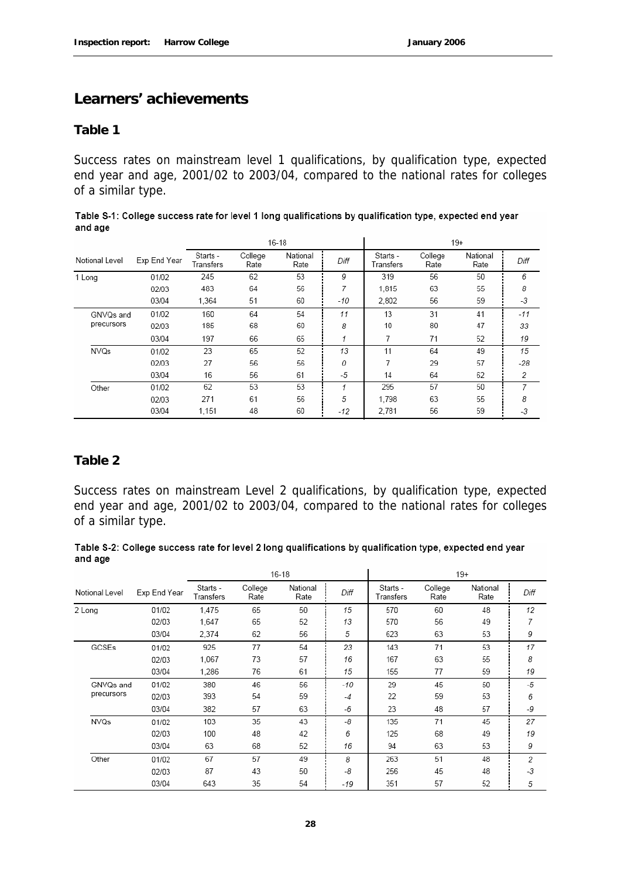## Learners' achievements

### Table 1

Success rates on mainstream level 1 qualifications, by qualification type, expected end year and age, 2001/02 to 2003/04, compared to the national rates for colleges of a similar type.

Table S-1: College success rate for level 1 long qualifications by qualification type, expected end year and age

| | | 16-18 | | | | 19+ | | | |
|---|---|---|---|---|---|---|---|---|---|
| Notional Level | Exp End Year | Starts - Transfers | College Rate | National Rate | Diff | Starts - Transfers | College Rate | National Rate | Diff |
| 1 Long | 01/02 | 245 | 62 | 53 | 9 | 319 | 56 | 50 | 6 |
| | 02/03 | 483 | 64 | 56 | 7 | 1,815 | 63 | 55 | 8 |
| | 03/04 | 1,364 | 51 | 60 | -10 | 2,802 | 56 | 59 | -3 |
| GNVQs and precursors | 01/02 | 160 | 64 | 54 | 11 | 13 | 31 | 41 | -11 |
| | 02/03 | 185 | 68 | 60 | 8 | 10 | 80 | 47 | 33 |
| | 03/04 | 197 | 66 | 65 | 1 | 7 | 71 | 52 | 19 |
| NVQs | 01/02 | 23 | 65 | 52 | 13 | 11 | 64 | 49 | 15 |
| | 02/03 | 27 | 56 | 56 | 0 | 7 | 29 | 57 | -28 |
| | 03/04 | 16 | 56 | 61 | -5 | 14 | 64 | 62 | 2 |
| Other | 01/02 | 62 | 53 | 53 | 1 | 295 | 57 | 50 | 7 |
| | 02/03 | 271 | 61 | 56 | 5 | 1,798 | 63 | 55 | 8 |
| | 03/04 | 1,151 | 48 | 60 | -12 | 2,781 | 56 | 59 | -3 |

### Table 2

Success rates on mainstream Level 2 qualifications, by qualification type, expected end year and age, 2001/02 to 2003/04, compared to the national rates for colleges of a similar type.

Table S-2: College success rate for level 2 long qualifications by qualification type, expected end year and age

| | | 16-18 | | | | 19+ | | | |
|---|---|---|---|---|---|---|---|---|---|
| Notional Level | Exp End Year | Starts - Transfers | College Rate | National Rate | Diff | Starts - Transfers | College Rate | National Rate | Diff |
| 2 Long | 01/02 | 1,475 | 65 | 50 | 15 | 570 | 60 | 48 | 12 |
| | 02/03 | 1,647 | 65 | 52 | 13 | 570 | 56 | 49 | 7 |
| | 03/04 | 2,374 | 62 | 56 | 5 | 623 | 63 | 53 | 9 |
| GCSEs | 01/02 | 925 | 77 | 54 | 23 | 143 | 71 | 53 | 17 |
| | 02/03 | 1,067 | 73 | 57 | 16 | 167 | 63 | 55 | 8 |
| | 03/04 | 1,286 | 76 | 61 | 15 | 155 | 77 | 59 | 19 |
| GNVQs and precursors | 01/02 | 380 | 46 | 56 | -10 | 29 | 45 | 50 | -5 |
| | 02/03 | 393 | 54 | 59 | -4 | 22 | 59 | 53 | 6 |
| | 03/04 | 382 | 57 | 63 | -6 | 23 | 48 | 57 | -9 |
| NVQs | 01/02 | 103 | 35 | 43 | -8 | 135 | 71 | 45 | 27 |
| | 02/03 | 100 | 48 | 42 | 6 | 125 | 68 | 49 | 19 |
| | 03/04 | 63 | 68 | 52 | 16 | 94 | 63 | 53 | 9 |
| Other | 01/02 | 67 | 57 | 49 | 8 | 263 | 51 | 48 | 2 |
| | 02/03 | 87 | 43 | 50 | -8 | 256 | 45 | 48 | -3 |
| | 03/04 | 643 | 35 | 54 | -19 | 351 | 57 | 52 | 5 |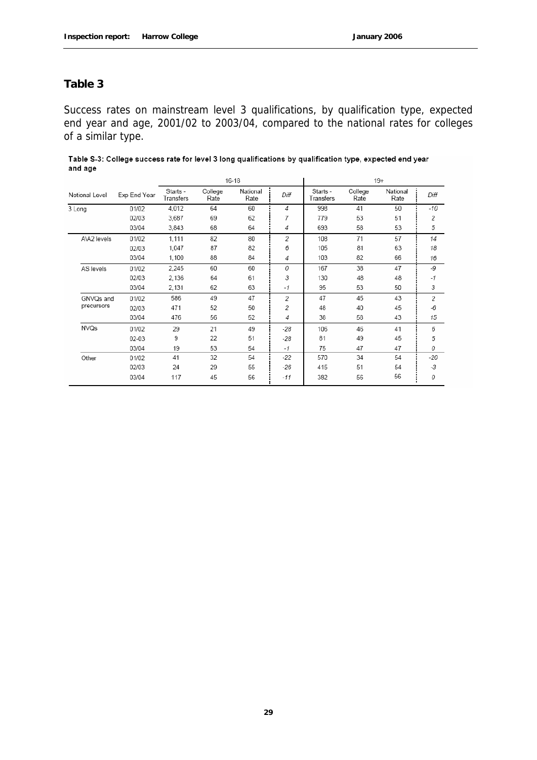## Table 3

Success rates on mainstream level 3 qualifications, by qualification type, expected end year and age, 2001/02 to 2003/04, compared to the national rates for colleges of a similar type.

**Table S-3: College success rate for level 3 long qualifications by qualification type, expected end year and age**

| | | 16-18 | | | | 19+ | | | |
|---|---|---|---|---|---|---|---|---|---|
| Notional Level | Exp End Year | Starts - Transfers | College Rate | National Rate | Diff | Starts - Transfers | College Rate | National Rate | Diff |
| 3 Long | 01/02 | 4,012 | 64 | 60 | 4 | 998 | 41 | 50 | -10 |
| | 02/03 | 3,687 | 69 | 62 | 7 | 779 | 53 | 51 | 2 |
| | 03/04 | 3,843 | 68 | 64 | 4 | 693 | 58 | 53 | 5 |
| A\A2 levels | 01/02 | 1,111 | 82 | 80 | 2 | 108 | 71 | 57 | 14 |
| | 02/03 | 1,047 | 87 | 82 | 6 | 105 | 81 | 63 | 18 |
| | 03/04 | 1,100 | 88 | 84 | 4 | 103 | 82 | 66 | 16 |
| AS levels | 01/02 | 2,245 | 60 | 60 | 0 | 167 | 38 | 47 | -9 |
| | 02/03 | 2,136 | 64 | 61 | 3 | 130 | 48 | 48 | -1 |
| | 03/04 | 2,131 | 62 | 63 | -1 | 95 | 53 | 50 | 3 |
| GNVQs and precursors | 01/02 | 586 | 49 | 47 | 2 | 47 | 45 | 43 | 2 |
| | 02/03 | 471 | 52 | 50 | 2 | 48 | 40 | 45 | -6 |
| | 03/04 | 476 | 56 | 52 | 4 | 38 | 58 | 43 | 15 |
| NVQs | 01/02 | 29 | 21 | 49 | -28 | 106 | 46 | 41 | 6 |
| | 02-03 | 9 | 22 | 51 | -28 | 81 | 49 | 45 | 5 |
| | 03/04 | 19 | 53 | 54 | -1 | 75 | 47 | 47 | 0 |
| Other | 01/02 | 41 | 32 | 54 | -22 | 570 | 34 | 54 | -20 |
| | 02/03 | 24 | 29 | 55 | -26 | 415 | 51 | 54 | -3 |
| | 03/04 | 117 | 45 | 56 | -11 | 382 | 56 | 56 | 0 |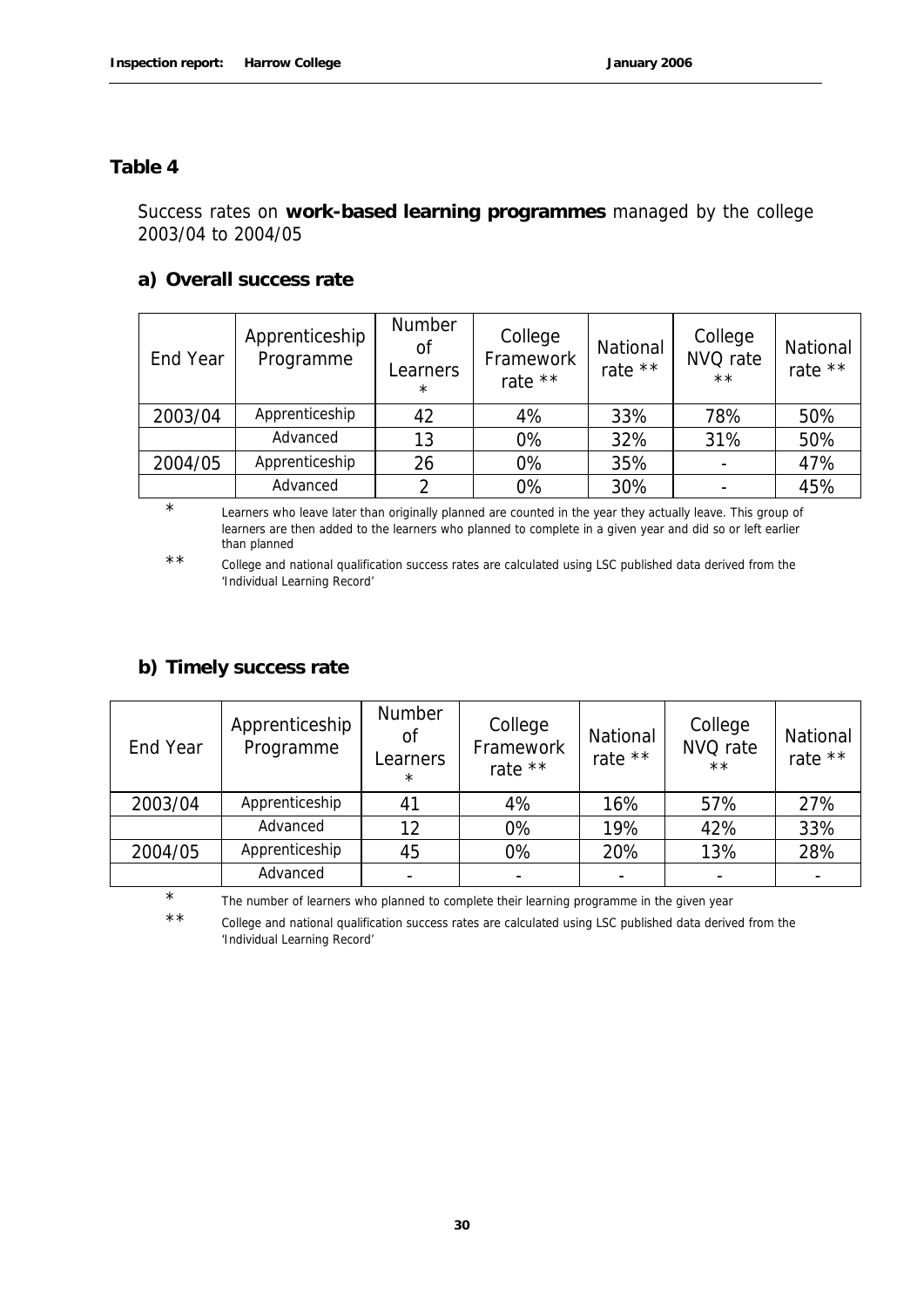## Table 4

Success rates on **work-based learning programmes** managed by the college 2003/04 to 2004/05

### a) Overall success rate

| End Year | Apprenticeship Programme | Number of Learners * | College Framework rate ** | National rate ** | College NVQ rate ** | National rate ** |
|---|---|---|---|---|---|---|
| 2003/04 | Apprenticeship | 42 | 4% | 33% | 78% | 50% |
| | Advanced | 13 | 0% | 32% | 31% | 50% |
| 2004/05 | Apprenticeship | 26 | 0% | 35% | - | 47% |
| | Advanced | 2 | 0% | 30% | - | 45% |

\* Learners who leave later than originally planned are counted in the year they actually leave. This group of learners are then added to the learners who planned to complete in a given year and did so or left earlier than planned

** College and national qualification success rates are calculated using LSC published data derived from the 'Individual Learning Record'

### b) Timely success rate

| End Year | Apprenticeship Programme | Number of Learners * | College Framework rate ** | National rate ** | College NVQ rate ** | National rate ** |
|---|---|---|---|---|---|---|
| 2003/04 | Apprenticeship | 41 | 4% | 16% | 57% | 27% |
| | Advanced | 12 | 0% | 19% | 42% | 33% |
| 2004/05 | Apprenticeship | 45 | 0% | 20% | 13% | 28% |
| | Advanced | - | - | - | - | - |

\* The number of learners who planned to complete their learning programme in the given year

** College and national qualification success rates are calculated using LSC published data derived from the 'Individual Learning Record'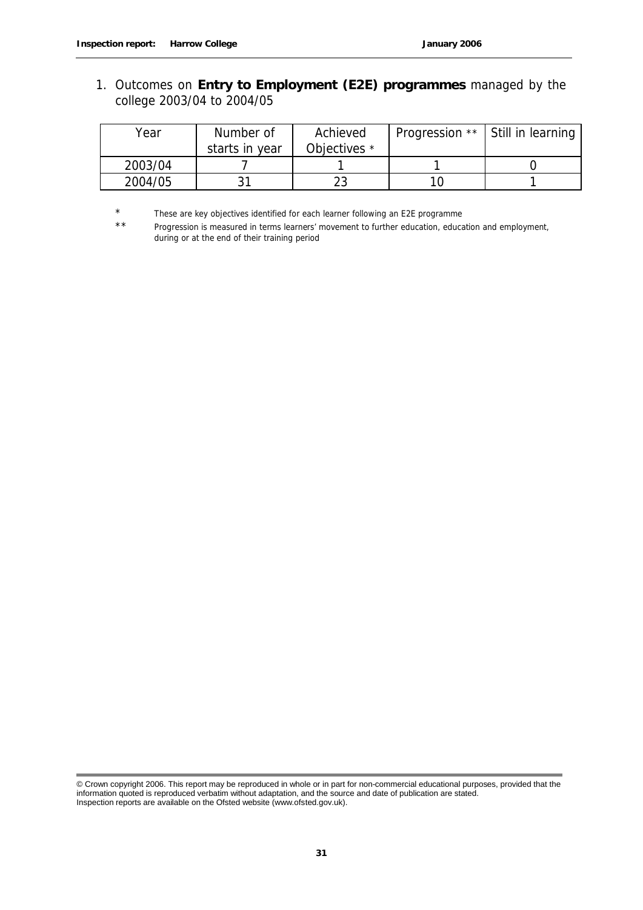1. Outcomes on **Entry to Employment (E2E) programmes** managed by the college 2003/04 to 2004/05

| Year | Number of starts in year | Achieved Objectives * | Progression ** | Still in learning |
|---|---|---|---|---|
| 2003/04 | 7 | 1 | 1 | 0 |
| 2004/05 | 31 | 23 | 10 | 1 |

\* These are key objectives identified for each learner following an E2E programme

\*\* Progression is measured in terms learners' movement to further education, education and employment, during or at the end of their training period

© Crown copyright 2006. This report may be reproduced in whole or in part for non-commercial educational purposes, provided that the information quoted is reproduced verbatim without adaptation, and the source and date of publication are stated.
Inspection reports are available on the Ofsted website (www.ofsted.gov.uk).